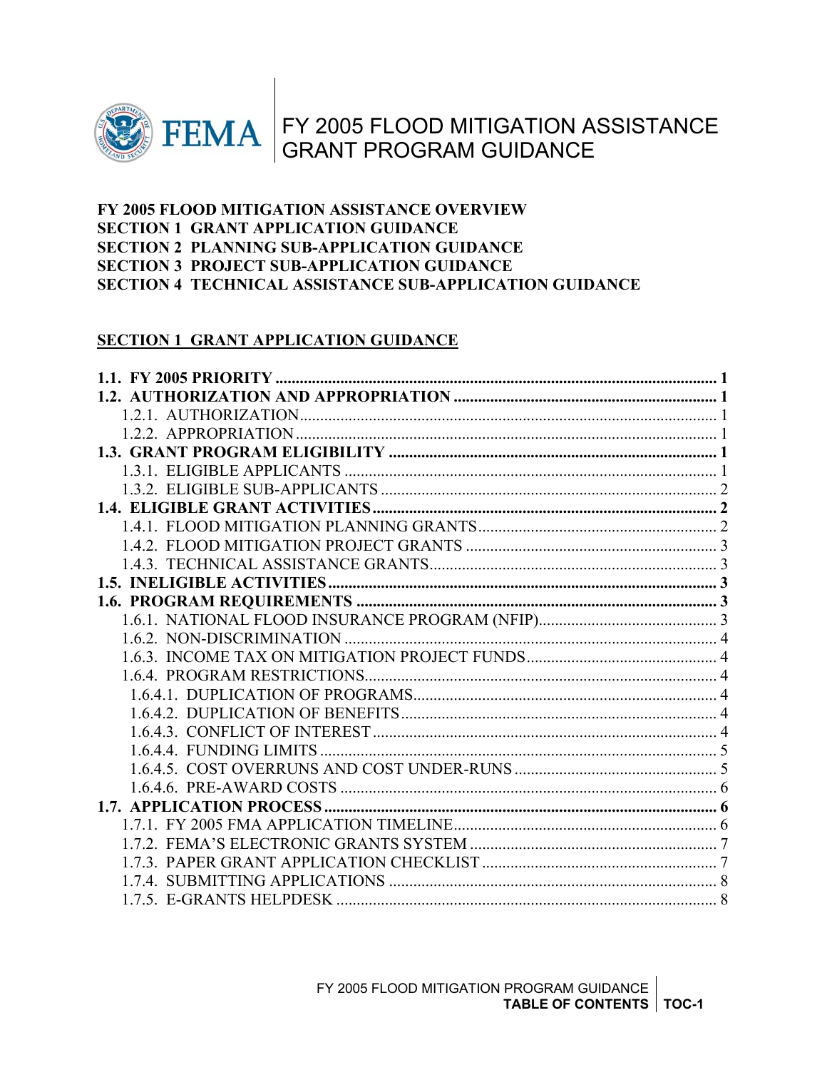# FY 2005 FLOOD MITIGATION ASSISTANCE GRANT PROGRAM GUIDANCE

**FY 2005 FLOOD MITIGATION ASSISTANCE OVERVIEW**
**SECTION 1 GRANT APPLICATION GUIDANCE**
**SECTION 2 PLANNING SUB-APPLICATION GUIDANCE**
**SECTION 3 PROJECT SUB-APPLICATION GUIDANCE**
**SECTION 4 TECHNICAL ASSISTANCE SUB-APPLICATION GUIDANCE**

## SECTION 1 GRANT APPLICATION GUIDANCE

**1.1. FY 2005 PRIORITY** ........ 1
**1.2. AUTHORIZATION AND APPROPRIATION** ........ 1
- 1.2.1. AUTHORIZATION ........ 1
- 1.2.2. APPROPRIATION ........ 1

**1.3. GRANT PROGRAM ELIGIBILITY** ........ 1
- 1.3.1. ELIGIBLE APPLICANTS ........ 1
- 1.3.2. ELIGIBLE SUB-APPLICANTS ........ 2

**1.4. ELIGIBLE GRANT ACTIVITIES** ........ 2
- 1.4.1. FLOOD MITIGATION PLANNING GRANTS ........ 2
- 1.4.2. FLOOD MITIGATION PROJECT GRANTS ........ 3
- 1.4.3. TECHNICAL ASSISTANCE GRANTS ........ 3

**1.5. INELIGIBLE ACTIVITIES** ........ 3
**1.6. PROGRAM REQUIREMENTS** ........ 3
- 1.6.1. NATIONAL FLOOD INSURANCE PROGRAM (NFIP) ........ 3
- 1.6.2. NON-DISCRIMINATION ........ 4
- 1.6.3. INCOME TAX ON MITIGATION PROJECT FUNDS ........ 4
- 1.6.4. PROGRAM RESTRICTIONS ........ 4
  - 1.6.4.1. DUPLICATION OF PROGRAMS ........ 4
  - 1.6.4.2. DUPLICATION OF BENEFITS ........ 4
  - 1.6.4.3. CONFLICT OF INTEREST ........ 4
  - 1.6.4.4. FUNDING LIMITS ........ 5
  - 1.6.4.5. COST OVERRUNS AND COST UNDER-RUNS ........ 5
  - 1.6.4.6. PRE-AWARD COSTS ........ 6

**1.7. APPLICATION PROCESS** ........ 6
- 1.7.1. FY 2005 FMA APPLICATION TIMELINE ........ 6
- 1.7.2. FEMA'S ELECTRONIC GRANTS SYSTEM ........ 7
- 1.7.3. PAPER GRANT APPLICATION CHECKLIST ........ 7
- 1.7.4. SUBMITTING APPLICATIONS ........ 8
- 1.7.5. E-GRANTS HELPDESK ........ 8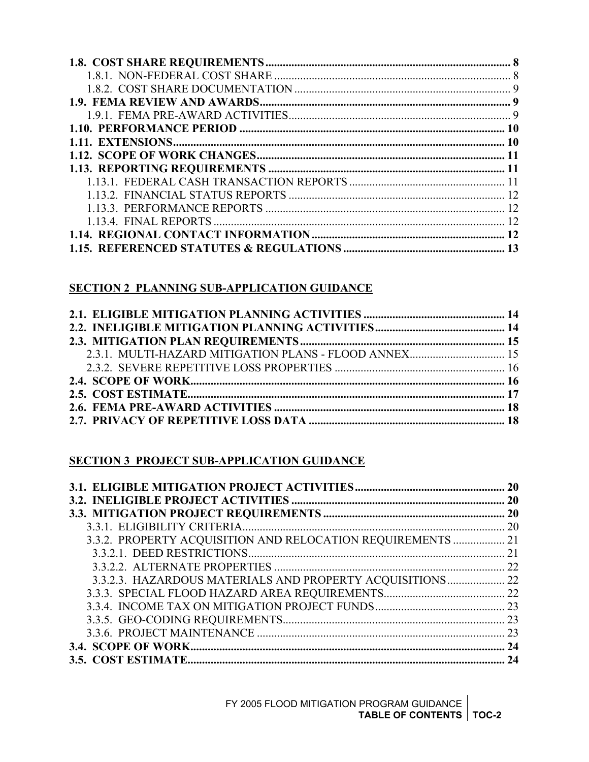**1.8. COST SHARE REQUIREMENTS** ..... **8**
1.8.1. NON-FEDERAL COST SHARE ..... 8
1.8.2. COST SHARE DOCUMENTATION ..... 9
**1.9. FEMA REVIEW AND AWARDS** ..... **9**
1.9.1. FEMA PRE-AWARD ACTIVITIES ..... 9
**1.10. PERFORMANCE PERIOD** ..... **10**
**1.11. EXTENSIONS** ..... **10**
**1.12. SCOPE OF WORK CHANGES** ..... **11**
**1.13. REPORTING REQUIREMENTS** ..... **11**
1.13.1. FEDERAL CASH TRANSACTION REPORTS ..... 11
1.13.2. FINANCIAL STATUS REPORTS ..... 12
1.13.3. PERFORMANCE REPORTS ..... 12
1.13.4. FINAL REPORTS ..... 12
**1.14. REGIONAL CONTACT INFORMATION** ..... **12**
**1.15. REFERENCED STATUTES & REGULATIONS** ..... **13**

## SECTION 2 PLANNING SUB-APPLICATION GUIDANCE

**2.1. ELIGIBLE MITIGATION PLANNING ACTIVITIES** ..... **14**
**2.2. INELIGIBLE MITIGATION PLANNING ACTIVITIES** ..... **14**
**2.3. MITIGATION PLAN REQUIREMENTS** ..... **15**
2.3.1. MULTI-HAZARD MITIGATION PLANS - FLOOD ANNEX ..... 15
2.3.2. SEVERE REPETITIVE LOSS PROPERTIES ..... 16
**2.4. SCOPE OF WORK** ..... **16**
**2.5. COST ESTIMATE** ..... **17**
**2.6. FEMA PRE-AWARD ACTIVITIES** ..... **18**
**2.7. PRIVACY OF REPETITIVE LOSS DATA** ..... **18**

## SECTION 3 PROJECT SUB-APPLICATION GUIDANCE

**3.1. ELIGIBLE MITIGATION PROJECT ACTIVITIES** ..... **20**
**3.2. INELIGIBLE PROJECT ACTIVITIES** ..... **20**
**3.3. MITIGATION PROJECT REQUIREMENTS** ..... **20**
3.3.1. ELIGIBILITY CRITERIA ..... 20
3.3.2. PROPERTY ACQUISITION AND RELOCATION REQUIREMENTS ..... 21
3.3.2.1. DEED RESTRICTIONS ..... 21
3.3.2.2. ALTERNATE PROPERTIES ..... 22
3.3.2.3. HAZARDOUS MATERIALS AND PROPERTY ACQUISITIONS ..... 22
3.3.3. SPECIAL FLOOD HAZARD AREA REQUIREMENTS ..... 22
3.3.4. INCOME TAX ON MITIGATION PROJECT FUNDS ..... 23
3.3.5. GEO-CODING REQUIREMENTS ..... 23
3.3.6. PROJECT MAINTENANCE ..... 23
**3.4. SCOPE OF WORK** ..... **24**
**3.5. COST ESTIMATE** ..... **24**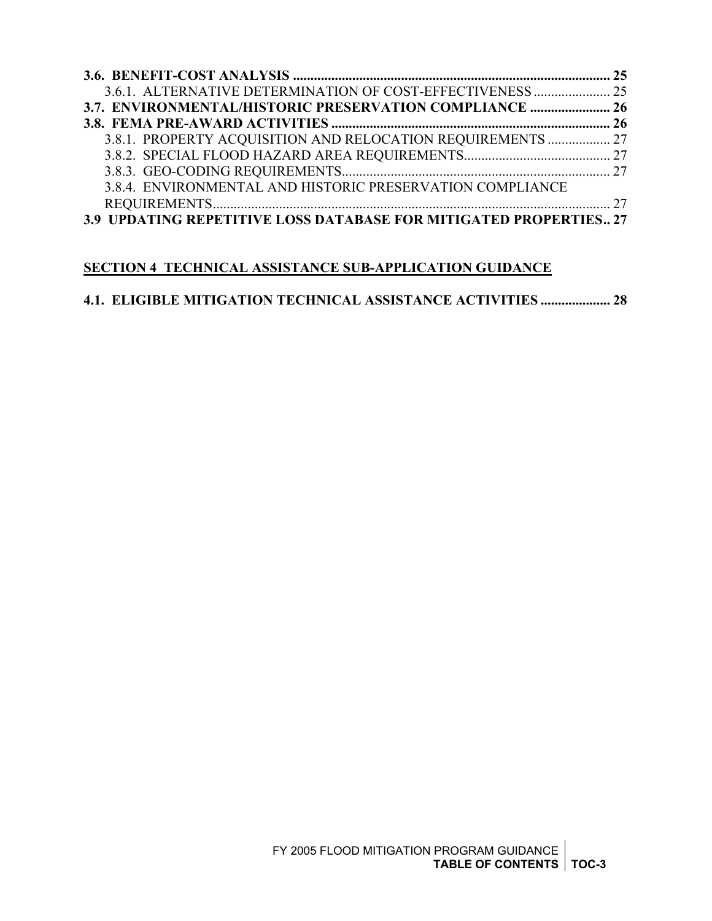**3.6. BENEFIT-COST ANALYSIS .......................................................................................... 25**

3.6.1. ALTERNATIVE DETERMINATION OF COST-EFFECTIVENESS ...................... 25

**3.7. ENVIRONMENTAL/HISTORIC PRESERVATION COMPLIANCE ....................... 26**

**3.8. FEMA PRE-AWARD ACTIVITIES ................................................................................ 26**

3.8.1. PROPERTY ACQUISITION AND RELOCATION REQUIREMENTS .................. 27

3.8.2. SPECIAL FLOOD HAZARD AREA REQUIREMENTS........................................... 27

3.8.3. GEO-CODING REQUIREMENTS............................................................................. 27

3.8.4. ENVIRONMENTAL AND HISTORIC PRESERVATION COMPLIANCE REQUIREMENTS.................................................................................................................. 27

**3.9 UPDATING REPETITIVE LOSS DATABASE FOR MITIGATED PROPERTIES.. 27**

## SECTION 4 TECHNICAL ASSISTANCE SUB-APPLICATION GUIDANCE

**4.1. ELIGIBLE MITIGATION TECHNICAL ASSISTANCE ACTIVITIES .................... 28**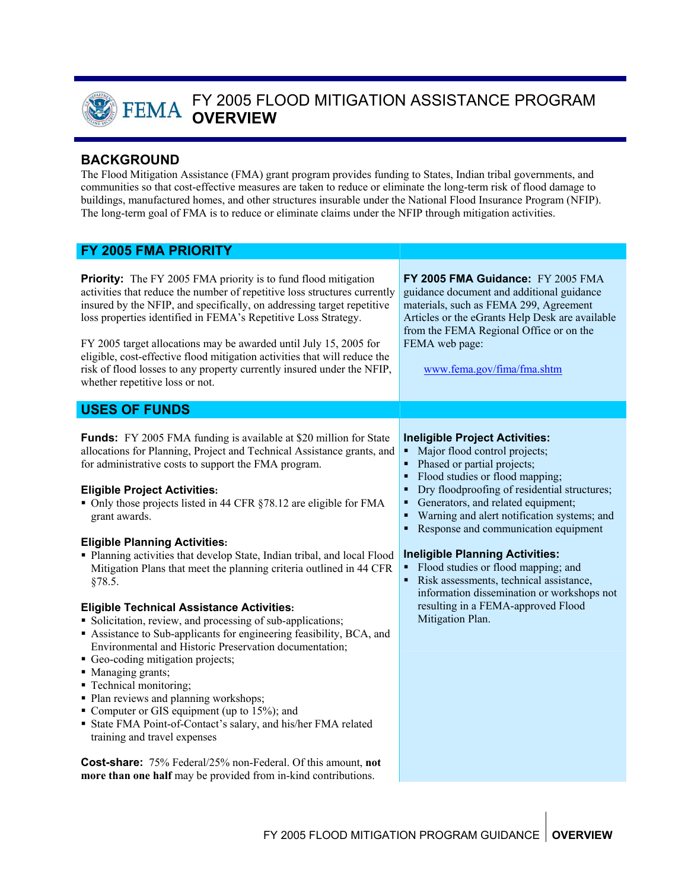# FY 2005 FLOOD MITIGATION ASSISTANCE PROGRAM **OVERVIEW**

## BACKGROUND

The Flood Mitigation Assistance (FMA) grant program provides funding to States, Indian tribal governments, and communities so that cost-effective measures are taken to reduce or eliminate the long-term risk of flood damage to buildings, manufactured homes, and other structures insurable under the National Flood Insurance Program (NFIP). The long-term goal of FMA is to reduce or eliminate claims under the NFIP through mitigation activities.

## FY 2005 FMA PRIORITY

**Priority:** The FY 2005 FMA priority is to fund flood mitigation activities that reduce the number of repetitive loss structures currently insured by the NFIP, and specifically, on addressing target repetitive loss properties identified in FEMA's Repetitive Loss Strategy.

FY 2005 target allocations may be awarded until July 15, 2005 for eligible, cost-effective flood mitigation activities that will reduce the risk of flood losses to any property currently insured under the NFIP, whether repetitive loss or not.

**FY 2005 FMA Guidance:** FY 2005 FMA guidance document and additional guidance materials, such as FEMA 299, Agreement Articles or the eGrants Help Desk are available from the FEMA Regional Office or on the FEMA web page:

www.fema.gov/fima/fma.shtm

## USES OF FUNDS

**Funds:** FY 2005 FMA funding is available at $20 million for State allocations for Planning, Project and Technical Assistance grants, and for administrative costs to support the FMA program.

### Eligible Project Activities:

- Only those projects listed in 44 CFR §78.12 are eligible for FMA grant awards.

### Eligible Planning Activities:

- Planning activities that develop State, Indian tribal, and local Flood Mitigation Plans that meet the planning criteria outlined in 44 CFR §78.5.

### Eligible Technical Assistance Activities:

- Solicitation, review, and processing of sub-applications;
- Assistance to Sub-applicants for engineering feasibility, BCA, and Environmental and Historic Preservation documentation;
- Geo-coding mitigation projects;
- Managing grants;
- Technical monitoring;
- Plan reviews and planning workshops;
- Computer or GIS equipment (up to 15%); and
- State FMA Point-of-Contact's salary, and his/her FMA related training and travel expenses

**Cost-share:** 75% Federal/25% non-Federal. Of this amount, **not more than one half** may be provided from in-kind contributions.

### Ineligible Project Activities:

- Major flood control projects;
- Phased or partial projects;
- Flood studies or flood mapping;
- Dry floodproofing of residential structures;
- Generators, and related equipment;
- Warning and alert notification systems; and
- Response and communication equipment

### Ineligible Planning Activities:

- Flood studies or flood mapping; and
- Risk assessments, technical assistance, information dissemination or workshops not resulting in a FEMA-approved Flood Mitigation Plan.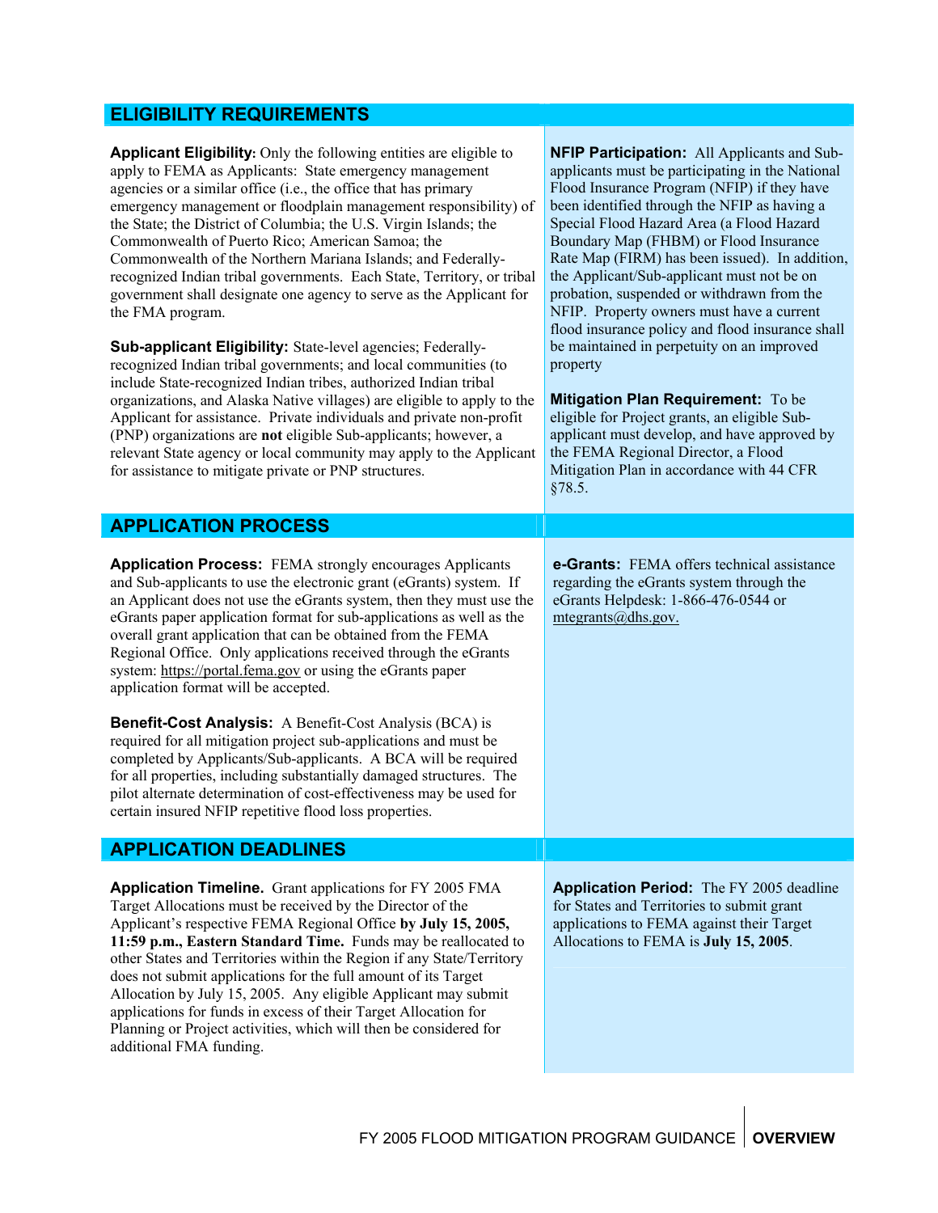## ELIGIBILITY REQUIREMENTS

**Applicant Eligibility:** Only the following entities are eligible to apply to FEMA as Applicants: State emergency management agencies or a similar office (i.e., the office that has primary emergency management or floodplain management responsibility) of the State; the District of Columbia; the U.S. Virgin Islands; the Commonwealth of Puerto Rico; American Samoa; the Commonwealth of the Northern Mariana Islands; and Federally-recognized Indian tribal governments. Each State, Territory, or tribal government shall designate one agency to serve as the Applicant for the FMA program.

**Sub-applicant Eligibility:** State-level agencies; Federally-recognized Indian tribal governments; and local communities (to include State-recognized Indian tribes, authorized Indian tribal organizations, and Alaska Native villages) are eligible to apply to the Applicant for assistance. Private individuals and private non-profit (PNP) organizations are **not** eligible Sub-applicants; however, a relevant State agency or local community may apply to the Applicant for assistance to mitigate private or PNP structures.

**NFIP Participation:** All Applicants and Sub-applicants must be participating in the National Flood Insurance Program (NFIP) if they have been identified through the NFIP as having a Special Flood Hazard Area (a Flood Hazard Boundary Map (FHBM) or Flood Insurance Rate Map (FIRM) has been issued). In addition, the Applicant/Sub-applicant must not be on probation, suspended or withdrawn from the NFIP. Property owners must have a current flood insurance policy and flood insurance shall be maintained in perpetuity on an improved property

**Mitigation Plan Requirement:** To be eligible for Project grants, an eligible Sub-applicant must develop, and have approved by the FEMA Regional Director, a Flood Mitigation Plan in accordance with 44 CFR §78.5.

## APPLICATION PROCESS

**Application Process:** FEMA strongly encourages Applicants and Sub-applicants to use the electronic grant (eGrants) system. If an Applicant does not use the eGrants system, then they must use the eGrants paper application format for sub-applications as well as the overall grant application that can be obtained from the FEMA Regional Office. Only applications received through the eGrants system: https://portal.fema.gov or using the eGrants paper application format will be accepted.

**Benefit-Cost Analysis:** A Benefit-Cost Analysis (BCA) is required for all mitigation project sub-applications and must be completed by Applicants/Sub-applicants. A BCA will be required for all properties, including substantially damaged structures. The pilot alternate determination of cost-effectiveness may be used for certain insured NFIP repetitive flood loss properties.

**e-Grants:** FEMA offers technical assistance regarding the eGrants system through the eGrants Helpdesk: 1-866-476-0544 or mtegrants@dhs.gov.

## APPLICATION DEADLINES

**Application Timeline.** Grant applications for FY 2005 FMA Target Allocations must be received by the Director of the Applicant's respective FEMA Regional Office **by July 15, 2005, 11:59 p.m., Eastern Standard Time.** Funds may be reallocated to other States and Territories within the Region if any State/Territory does not submit applications for the full amount of its Target Allocation by July 15, 2005. Any eligible Applicant may submit applications for funds in excess of their Target Allocation for Planning or Project activities, which will then be considered for additional FMA funding.

**Application Period:** The FY 2005 deadline for States and Territories to submit grant applications to FEMA against their Target Allocations to FEMA is **July 15, 2005**.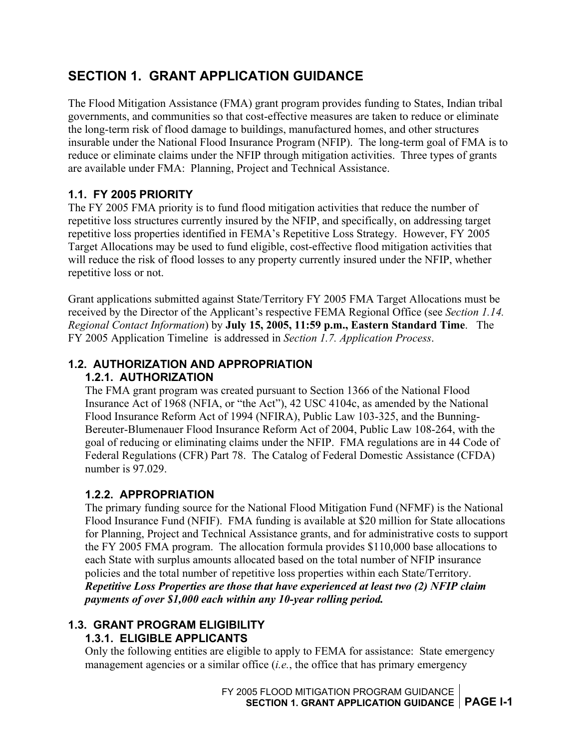# SECTION 1. GRANT APPLICATION GUIDANCE

The Flood Mitigation Assistance (FMA) grant program provides funding to States, Indian tribal governments, and communities so that cost-effective measures are taken to reduce or eliminate the long-term risk of flood damage to buildings, manufactured homes, and other structures insurable under the National Flood Insurance Program (NFIP). The long-term goal of FMA is to reduce or eliminate claims under the NFIP through mitigation activities. Three types of grants are available under FMA: Planning, Project and Technical Assistance.

## 1.1. FY 2005 PRIORITY

The FY 2005 FMA priority is to fund flood mitigation activities that reduce the number of repetitive loss structures currently insured by the NFIP, and specifically, on addressing target repetitive loss properties identified in FEMA's Repetitive Loss Strategy. However, FY 2005 Target Allocations may be used to fund eligible, cost-effective flood mitigation activities that will reduce the risk of flood losses to any property currently insured under the NFIP, whether repetitive loss or not.

Grant applications submitted against State/Territory FY 2005 FMA Target Allocations must be received by the Director of the Applicant's respective FEMA Regional Office (see *Section 1.14. Regional Contact Information*) by **July 15, 2005, 11:59 p.m., Eastern Standard Time**. The FY 2005 Application Timeline is addressed in *Section 1.7. Application Process*.

## 1.2. AUTHORIZATION AND APPROPRIATION

### 1.2.1. AUTHORIZATION

The FMA grant program was created pursuant to Section 1366 of the National Flood Insurance Act of 1968 (NFIA, or "the Act"), 42 USC 4104c, as amended by the National Flood Insurance Reform Act of 1994 (NFIRA), Public Law 103-325, and the Bunning-Bereuter-Blumenauer Flood Insurance Reform Act of 2004, Public Law 108-264, with the goal of reducing or eliminating claims under the NFIP. FMA regulations are in 44 Code of Federal Regulations (CFR) Part 78. The Catalog of Federal Domestic Assistance (CFDA) number is 97.029.

### 1.2.2. APPROPRIATION

The primary funding source for the National Flood Mitigation Fund (NFMF) is the National Flood Insurance Fund (NFIF). FMA funding is available at $20 million for State allocations for Planning, Project and Technical Assistance grants, and for administrative costs to support the FY 2005 FMA program. The allocation formula provides $110,000 base allocations to each State with surplus amounts allocated based on the total number of NFIP insurance policies and the total number of repetitive loss properties within each State/Territory. ***Repetitive Loss Properties are those that have experienced at least two (2) NFIP claim payments of over $1,000 each within any 10-year rolling period.***

## 1.3. GRANT PROGRAM ELIGIBILITY

### 1.3.1. ELIGIBLE APPLICANTS

Only the following entities are eligible to apply to FEMA for assistance: State emergency management agencies or a similar office (*i.e.*, the office that has primary emergency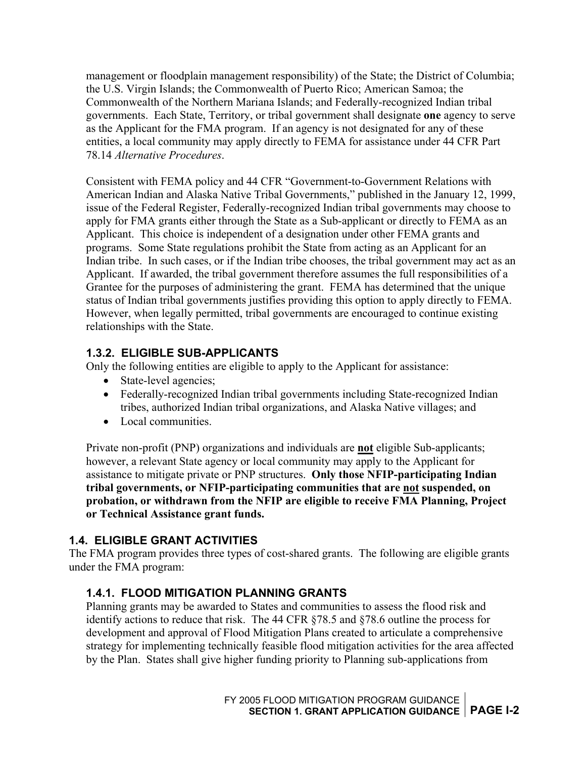management or floodplain management responsibility) of the State; the District of Columbia; the U.S. Virgin Islands; the Commonwealth of Puerto Rico; American Samoa; the Commonwealth of the Northern Mariana Islands; and Federally-recognized Indian tribal governments. Each State, Territory, or tribal government shall designate **one** agency to serve as the Applicant for the FMA program. If an agency is not designated for any of these entities, a local community may apply directly to FEMA for assistance under 44 CFR Part 78.14 *Alternative Procedures*.

Consistent with FEMA policy and 44 CFR "Government-to-Government Relations with American Indian and Alaska Native Tribal Governments," published in the January 12, 1999, issue of the Federal Register, Federally-recognized Indian tribal governments may choose to apply for FMA grants either through the State as a Sub-applicant or directly to FEMA as an Applicant. This choice is independent of a designation under other FEMA grants and programs. Some State regulations prohibit the State from acting as an Applicant for an Indian tribe. In such cases, or if the Indian tribe chooses, the tribal government may act as an Applicant. If awarded, the tribal government therefore assumes the full responsibilities of a Grantee for the purposes of administering the grant. FEMA has determined that the unique status of Indian tribal governments justifies providing this option to apply directly to FEMA. However, when legally permitted, tribal governments are encouraged to continue existing relationships with the State.

### 1.3.2. ELIGIBLE SUB-APPLICANTS

Only the following entities are eligible to apply to the Applicant for assistance:

- State-level agencies;
- Federally-recognized Indian tribal governments including State-recognized Indian tribes, authorized Indian tribal organizations, and Alaska Native villages; and
- Local communities.

Private non-profit (PNP) organizations and individuals are **not** eligible Sub-applicants; however, a relevant State agency or local community may apply to the Applicant for assistance to mitigate private or PNP structures. **Only those NFIP-participating Indian tribal governments, or NFIP-participating communities that are not suspended, on probation, or withdrawn from the NFIP are eligible to receive FMA Planning, Project or Technical Assistance grant funds.**

## 1.4. ELIGIBLE GRANT ACTIVITIES

The FMA program provides three types of cost-shared grants. The following are eligible grants under the FMA program:

### 1.4.1. FLOOD MITIGATION PLANNING GRANTS

Planning grants may be awarded to States and communities to assess the flood risk and identify actions to reduce that risk. The 44 CFR §78.5 and §78.6 outline the process for development and approval of Flood Mitigation Plans created to articulate a comprehensive strategy for implementing technically feasible flood mitigation activities for the area affected by the Plan. States shall give higher funding priority to Planning sub-applications from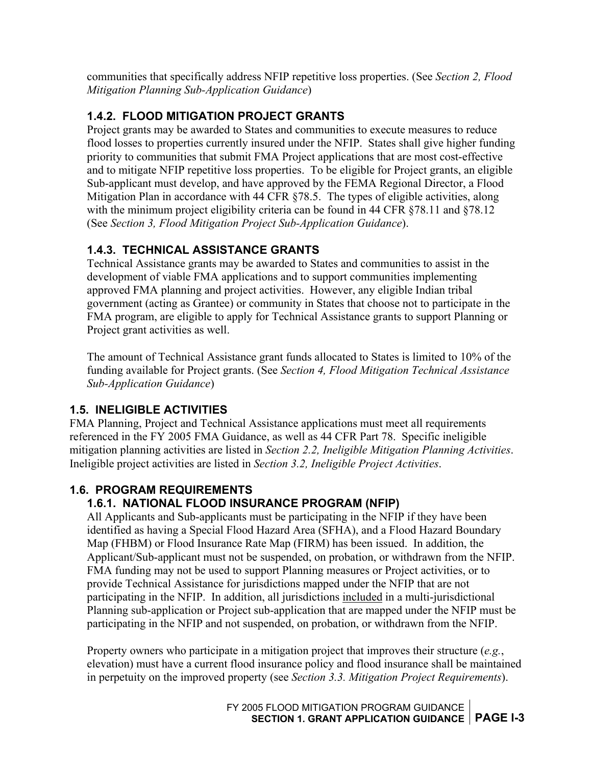communities that specifically address NFIP repetitive loss properties. (See *Section 2, Flood Mitigation Planning Sub-Application Guidance*)

### 1.4.2. FLOOD MITIGATION PROJECT GRANTS

Project grants may be awarded to States and communities to execute measures to reduce flood losses to properties currently insured under the NFIP. States shall give higher funding priority to communities that submit FMA Project applications that are most cost-effective and to mitigate NFIP repetitive loss properties. To be eligible for Project grants, an eligible Sub-applicant must develop, and have approved by the FEMA Regional Director, a Flood Mitigation Plan in accordance with 44 CFR §78.5. The types of eligible activities, along with the minimum project eligibility criteria can be found in 44 CFR §78.11 and §78.12 (See *Section 3, Flood Mitigation Project Sub-Application Guidance*).

### 1.4.3. TECHNICAL ASSISTANCE GRANTS

Technical Assistance grants may be awarded to States and communities to assist in the development of viable FMA applications and to support communities implementing approved FMA planning and project activities. However, any eligible Indian tribal government (acting as Grantee) or community in States that choose not to participate in the FMA program, are eligible to apply for Technical Assistance grants to support Planning or Project grant activities as well.

The amount of Technical Assistance grant funds allocated to States is limited to 10% of the funding available for Project grants. (See *Section 4, Flood Mitigation Technical Assistance Sub-Application Guidance*)

## 1.5. INELIGIBLE ACTIVITIES

FMA Planning, Project and Technical Assistance applications must meet all requirements referenced in the FY 2005 FMA Guidance, as well as 44 CFR Part 78. Specific ineligible mitigation planning activities are listed in *Section 2.2, Ineligible Mitigation Planning Activities*. Ineligible project activities are listed in *Section 3.2, Ineligible Project Activities*.

## 1.6. PROGRAM REQUIREMENTS

### 1.6.1. NATIONAL FLOOD INSURANCE PROGRAM (NFIP)

All Applicants and Sub-applicants must be participating in the NFIP if they have been identified as having a Special Flood Hazard Area (SFHA), and a Flood Hazard Boundary Map (FHBM) or Flood Insurance Rate Map (FIRM) has been issued. In addition, the Applicant/Sub-applicant must not be suspended, on probation, or withdrawn from the NFIP. FMA funding may not be used to support Planning measures or Project activities, or to provide Technical Assistance for jurisdictions mapped under the NFIP that are not participating in the NFIP. In addition, all jurisdictions included in a multi-jurisdictional Planning sub-application or Project sub-application that are mapped under the NFIP must be participating in the NFIP and not suspended, on probation, or withdrawn from the NFIP.

Property owners who participate in a mitigation project that improves their structure (*e.g.*, elevation) must have a current flood insurance policy and flood insurance shall be maintained in perpetuity on the improved property (see *Section 3.3. Mitigation Project Requirements*).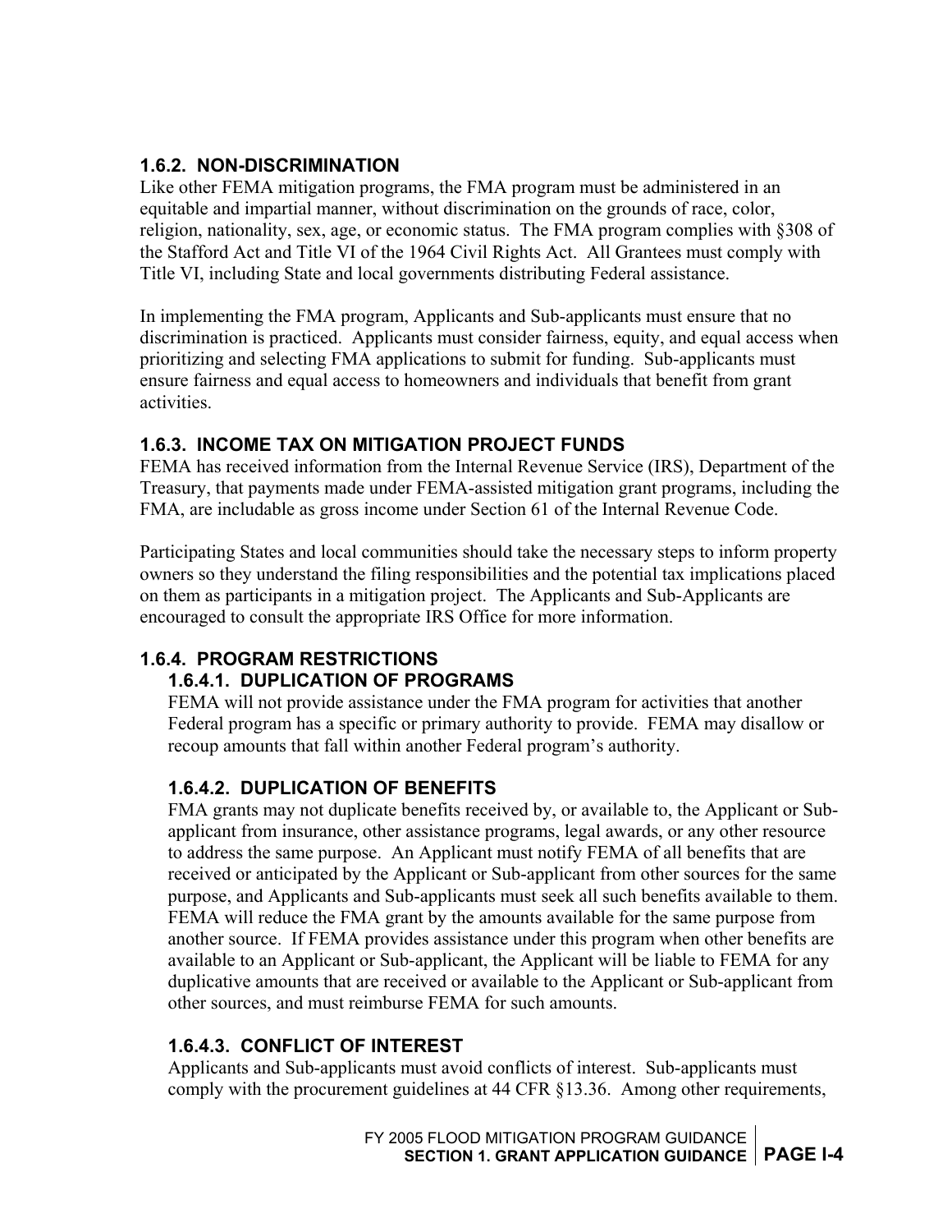### 1.6.2. NON-DISCRIMINATION

Like other FEMA mitigation programs, the FMA program must be administered in an equitable and impartial manner, without discrimination on the grounds of race, color, religion, nationality, sex, age, or economic status. The FMA program complies with §308 of the Stafford Act and Title VI of the 1964 Civil Rights Act. All Grantees must comply with Title VI, including State and local governments distributing Federal assistance.

In implementing the FMA program, Applicants and Sub-applicants must ensure that no discrimination is practiced. Applicants must consider fairness, equity, and equal access when prioritizing and selecting FMA applications to submit for funding. Sub-applicants must ensure fairness and equal access to homeowners and individuals that benefit from grant activities.

### 1.6.3. INCOME TAX ON MITIGATION PROJECT FUNDS

FEMA has received information from the Internal Revenue Service (IRS), Department of the Treasury, that payments made under FEMA-assisted mitigation grant programs, including the FMA, are includable as gross income under Section 61 of the Internal Revenue Code.

Participating States and local communities should take the necessary steps to inform property owners so they understand the filing responsibilities and the potential tax implications placed on them as participants in a mitigation project. The Applicants and Sub-Applicants are encouraged to consult the appropriate IRS Office for more information.

### 1.6.4. PROGRAM RESTRICTIONS

#### 1.6.4.1. DUPLICATION OF PROGRAMS

FEMA will not provide assistance under the FMA program for activities that another Federal program has a specific or primary authority to provide. FEMA may disallow or recoup amounts that fall within another Federal program's authority.

#### 1.6.4.2. DUPLICATION OF BENEFITS

FMA grants may not duplicate benefits received by, or available to, the Applicant or Sub-applicant from insurance, other assistance programs, legal awards, or any other resource to address the same purpose. An Applicant must notify FEMA of all benefits that are received or anticipated by the Applicant or Sub-applicant from other sources for the same purpose, and Applicants and Sub-applicants must seek all such benefits available to them. FEMA will reduce the FMA grant by the amounts available for the same purpose from another source. If FEMA provides assistance under this program when other benefits are available to an Applicant or Sub-applicant, the Applicant will be liable to FEMA for any duplicative amounts that are received or available to the Applicant or Sub-applicant from other sources, and must reimburse FEMA for such amounts.

#### 1.6.4.3. CONFLICT OF INTEREST

Applicants and Sub-applicants must avoid conflicts of interest. Sub-applicants must comply with the procurement guidelines at 44 CFR §13.36. Among other requirements,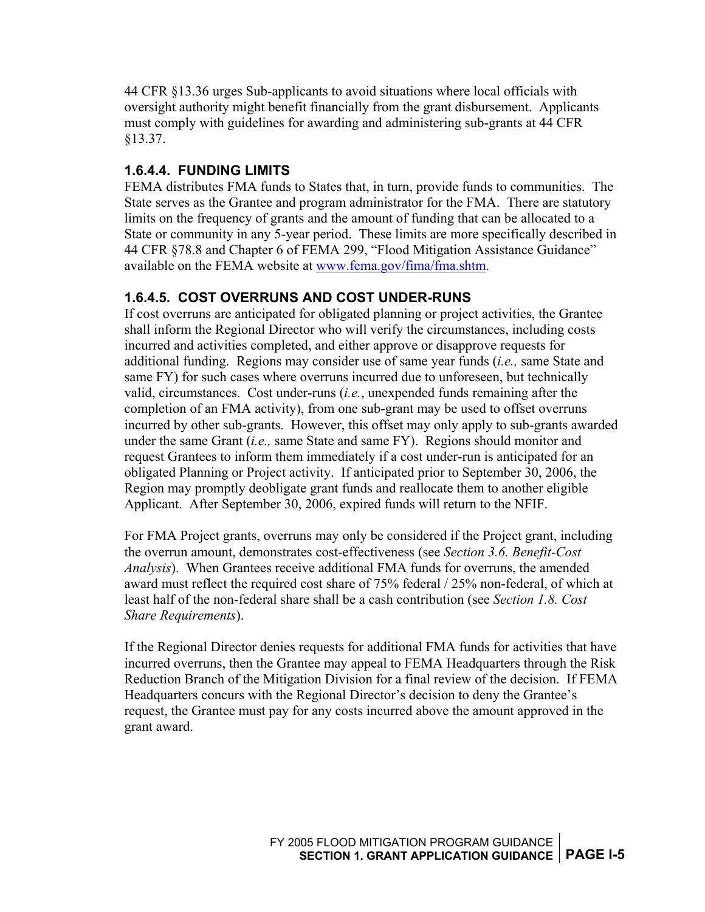44 CFR §13.36 urges Sub-applicants to avoid situations where local officials with oversight authority might benefit financially from the grant disbursement. Applicants must comply with guidelines for awarding and administering sub-grants at 44 CFR §13.37.

#### 1.6.4.4. FUNDING LIMITS

FEMA distributes FMA funds to States that, in turn, provide funds to communities. The State serves as the Grantee and program administrator for the FMA. There are statutory limits on the frequency of grants and the amount of funding that can be allocated to a State or community in any 5-year period. These limits are more specifically described in 44 CFR §78.8 and Chapter 6 of FEMA 299, "Flood Mitigation Assistance Guidance" available on the FEMA website at www.fema.gov/fima/fma.shtm.

#### 1.6.4.5. COST OVERRUNS AND COST UNDER-RUNS

If cost overruns are anticipated for obligated planning or project activities, the Grantee shall inform the Regional Director who will verify the circumstances, including costs incurred and activities completed, and either approve or disapprove requests for additional funding. Regions may consider use of same year funds (*i.e.,* same State and same FY) for such cases where overruns incurred due to unforeseen, but technically valid, circumstances. Cost under-runs (*i.e.*, unexpended funds remaining after the completion of an FMA activity), from one sub-grant may be used to offset overruns incurred by other sub-grants. However, this offset may only apply to sub-grants awarded under the same Grant (*i.e.,* same State and same FY). Regions should monitor and request Grantees to inform them immediately if a cost under-run is anticipated for an obligated Planning or Project activity. If anticipated prior to September 30, 2006, the Region may promptly deobligate grant funds and reallocate them to another eligible Applicant. After September 30, 2006, expired funds will return to the NFIF.

For FMA Project grants, overruns may only be considered if the Project grant, including the overrun amount, demonstrates cost-effectiveness (see *Section 3.6. Benefit-Cost Analysis*). When Grantees receive additional FMA funds for overruns, the amended award must reflect the required cost share of 75% federal / 25% non-federal, of which at least half of the non-federal share shall be a cash contribution (see *Section 1.8. Cost Share Requirements*).

If the Regional Director denies requests for additional FMA funds for activities that have incurred overruns, then the Grantee may appeal to FEMA Headquarters through the Risk Reduction Branch of the Mitigation Division for a final review of the decision. If FEMA Headquarters concurs with the Regional Director's decision to deny the Grantee's request, the Grantee must pay for any costs incurred above the amount approved in the grant award.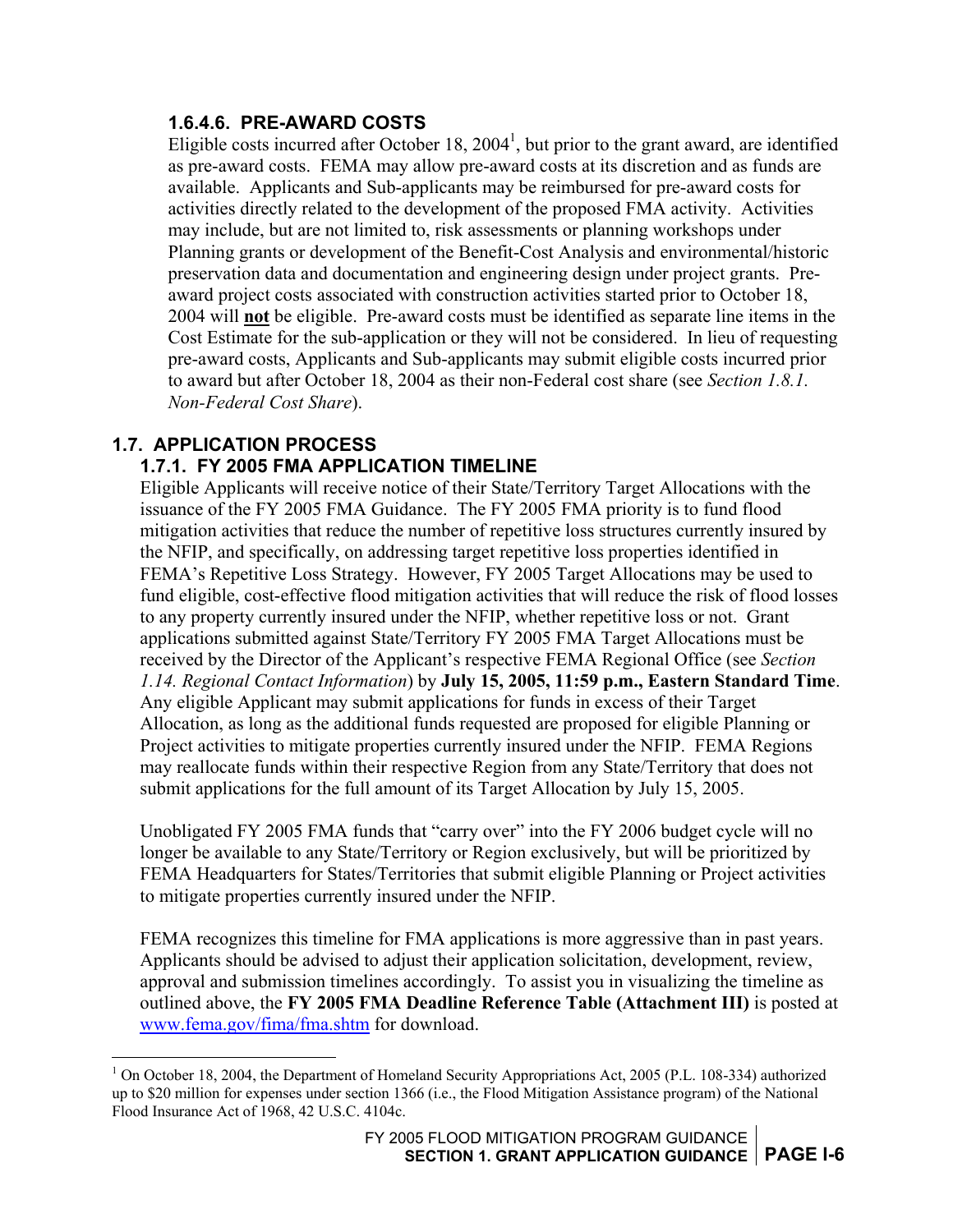#### 1.6.4.6. PRE-AWARD COSTS

Eligible costs incurred after October 18, 2004[1], but prior to the grant award, are identified as pre-award costs. FEMA may allow pre-award costs at its discretion and as funds are available. Applicants and Sub-applicants may be reimbursed for pre-award costs for activities directly related to the development of the proposed FMA activity. Activities may include, but are not limited to, risk assessments or planning workshops under Planning grants or development of the Benefit-Cost Analysis and environmental/historic preservation data and documentation and engineering design under project grants. Pre-award project costs associated with construction activities started prior to October 18, 2004 will **not** be eligible. Pre-award costs must be identified as separate line items in the Cost Estimate for the sub-application or they will not be considered. In lieu of requesting pre-award costs, Applicants and Sub-applicants may submit eligible costs incurred prior to award but after October 18, 2004 as their non-Federal cost share (see *Section 1.8.1. Non-Federal Cost Share*).

## 1.7. APPLICATION PROCESS

### 1.7.1. FY 2005 FMA APPLICATION TIMELINE

Eligible Applicants will receive notice of their State/Territory Target Allocations with the issuance of the FY 2005 FMA Guidance. The FY 2005 FMA priority is to fund flood mitigation activities that reduce the number of repetitive loss structures currently insured by the NFIP, and specifically, on addressing target repetitive loss properties identified in FEMA's Repetitive Loss Strategy. However, FY 2005 Target Allocations may be used to fund eligible, cost-effective flood mitigation activities that will reduce the risk of flood losses to any property currently insured under the NFIP, whether repetitive loss or not. Grant applications submitted against State/Territory FY 2005 FMA Target Allocations must be received by the Director of the Applicant's respective FEMA Regional Office (see *Section 1.14. Regional Contact Information*) by **July 15, 2005, 11:59 p.m., Eastern Standard Time**. Any eligible Applicant may submit applications for funds in excess of their Target Allocation, as long as the additional funds requested are proposed for eligible Planning or Project activities to mitigate properties currently insured under the NFIP. FEMA Regions may reallocate funds within their respective Region from any State/Territory that does not submit applications for the full amount of its Target Allocation by July 15, 2005.

Unobligated FY 2005 FMA funds that "carry over" into the FY 2006 budget cycle will no longer be available to any State/Territory or Region exclusively, but will be prioritized by FEMA Headquarters for States/Territories that submit eligible Planning or Project activities to mitigate properties currently insured under the NFIP.

FEMA recognizes this timeline for FMA applications is more aggressive than in past years. Applicants should be advised to adjust their application solicitation, development, review, approval and submission timelines accordingly. To assist you in visualizing the timeline as outlined above, the **FY 2005 FMA Deadline Reference Table (Attachment III)** is posted at www.fema.gov/fima/fma.shtm for download.

---

[1] On October 18, 2004, the Department of Homeland Security Appropriations Act, 2005 (P.L. 108-334) authorized up to $20 million for expenses under section 1366 (i.e., the Flood Mitigation Assistance program) of the National Flood Insurance Act of 1968, 42 U.S.C. 4104c.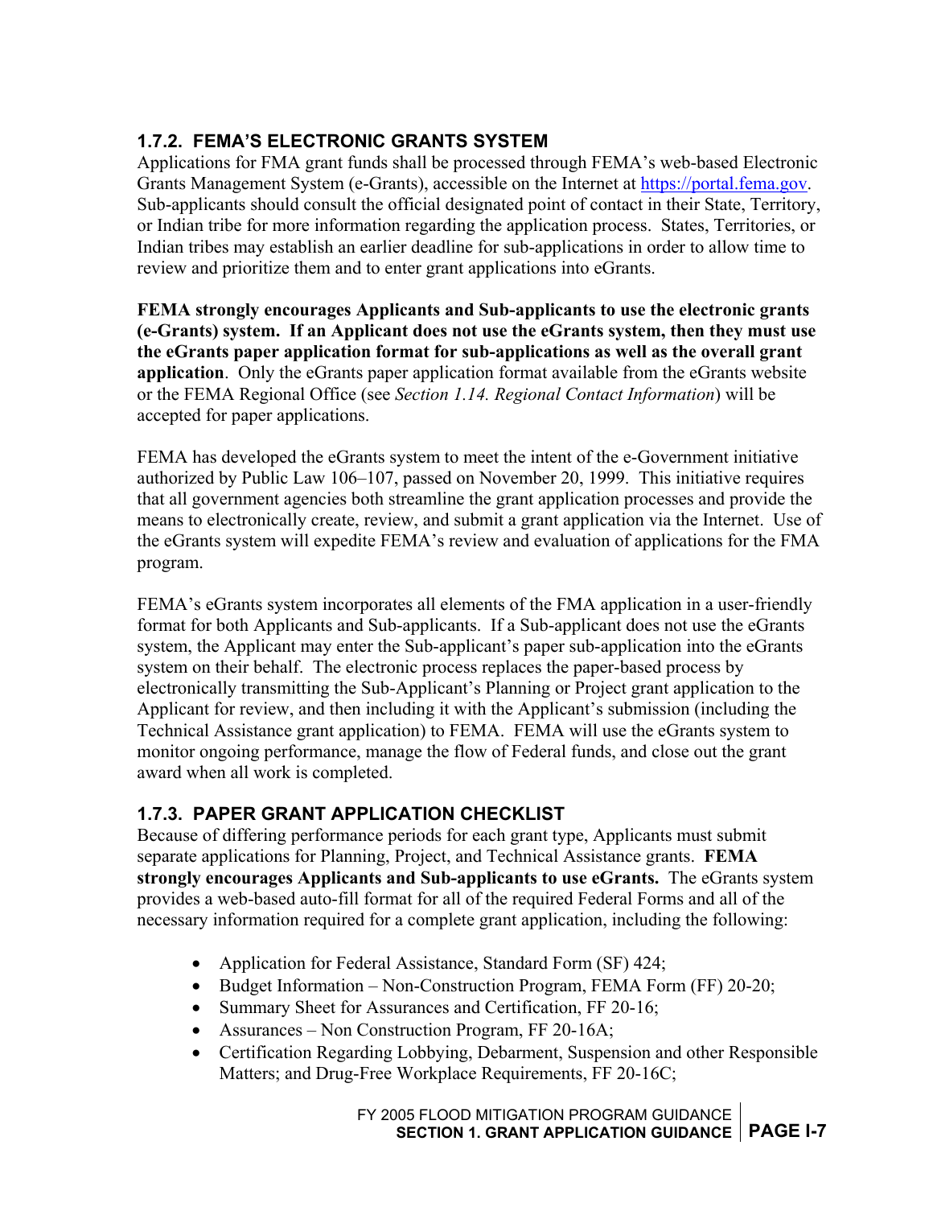### 1.7.2. FEMA'S ELECTRONIC GRANTS SYSTEM

Applications for FMA grant funds shall be processed through FEMA's web-based Electronic Grants Management System (e-Grants), accessible on the Internet at https://portal.fema.gov. Sub-applicants should consult the official designated point of contact in their State, Territory, or Indian tribe for more information regarding the application process. States, Territories, or Indian tribes may establish an earlier deadline for sub-applications in order to allow time to review and prioritize them and to enter grant applications into eGrants.

**FEMA strongly encourages Applicants and Sub-applicants to use the electronic grants (e-Grants) system. If an Applicant does not use the eGrants system, then they must use the eGrants paper application format for sub-applications as well as the overall grant application**. Only the eGrants paper application format available from the eGrants website or the FEMA Regional Office (see *Section 1.14. Regional Contact Information*) will be accepted for paper applications.

FEMA has developed the eGrants system to meet the intent of the e-Government initiative authorized by Public Law 106–107, passed on November 20, 1999. This initiative requires that all government agencies both streamline the grant application processes and provide the means to electronically create, review, and submit a grant application via the Internet. Use of the eGrants system will expedite FEMA's review and evaluation of applications for the FMA program.

FEMA's eGrants system incorporates all elements of the FMA application in a user-friendly format for both Applicants and Sub-applicants. If a Sub-applicant does not use the eGrants system, the Applicant may enter the Sub-applicant's paper sub-application into the eGrants system on their behalf. The electronic process replaces the paper-based process by electronically transmitting the Sub-Applicant's Planning or Project grant application to the Applicant for review, and then including it with the Applicant's submission (including the Technical Assistance grant application) to FEMA. FEMA will use the eGrants system to monitor ongoing performance, manage the flow of Federal funds, and close out the grant award when all work is completed.

### 1.7.3. PAPER GRANT APPLICATION CHECKLIST

Because of differing performance periods for each grant type, Applicants must submit separate applications for Planning, Project, and Technical Assistance grants. **FEMA strongly encourages Applicants and Sub-applicants to use eGrants.** The eGrants system provides a web-based auto-fill format for all of the required Federal Forms and all of the necessary information required for a complete grant application, including the following:

- Application for Federal Assistance, Standard Form (SF) 424;
- Budget Information – Non-Construction Program, FEMA Form (FF) 20-20;
- Summary Sheet for Assurances and Certification, FF 20-16;
- Assurances – Non Construction Program, FF 20-16A;
- Certification Regarding Lobbying, Debarment, Suspension and other Responsible Matters; and Drug-Free Workplace Requirements, FF 20-16C;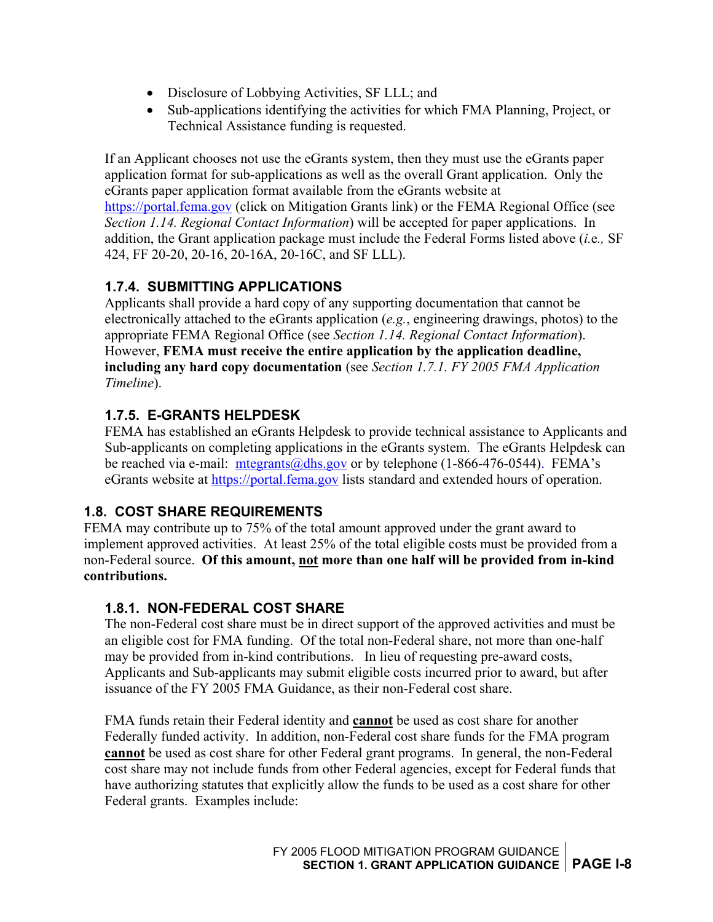- Disclosure of Lobbying Activities, SF LLL; and
- Sub-applications identifying the activities for which FMA Planning, Project, or Technical Assistance funding is requested.

If an Applicant chooses not use the eGrants system, then they must use the eGrants paper application format for sub-applications as well as the overall Grant application. Only the eGrants paper application format available from the eGrants website at https://portal.fema.gov (click on Mitigation Grants link) or the FEMA Regional Office (see *Section 1.14. Regional Contact Information*) will be accepted for paper applications. In addition, the Grant application package must include the Federal Forms listed above (*i.e.,* SF 424, FF 20-20, 20-16, 20-16A, 20-16C, and SF LLL).

### 1.7.4. SUBMITTING APPLICATIONS

Applicants shall provide a hard copy of any supporting documentation that cannot be electronically attached to the eGrants application (*e.g.*, engineering drawings, photos) to the appropriate FEMA Regional Office (see *Section 1.14. Regional Contact Information*). However, **FEMA must receive the entire application by the application deadline, including any hard copy documentation** (see *Section 1.7.1. FY 2005 FMA Application Timeline*).

### 1.7.5. E-GRANTS HELPDESK

FEMA has established an eGrants Helpdesk to provide technical assistance to Applicants and Sub-applicants on completing applications in the eGrants system. The eGrants Helpdesk can be reached via e-mail: mtegrants@dhs.gov or by telephone (1-866-476-0544). FEMA's eGrants website at https://portal.fema.gov lists standard and extended hours of operation.

## 1.8. COST SHARE REQUIREMENTS

FEMA may contribute up to 75% of the total amount approved under the grant award to implement approved activities. At least 25% of the total eligible costs must be provided from a non-Federal source. **Of this amount, <u>not</u> more than one half will be provided from in-kind contributions.**

### 1.8.1. NON-FEDERAL COST SHARE

The non-Federal cost share must be in direct support of the approved activities and must be an eligible cost for FMA funding. Of the total non-Federal share, not more than one-half may be provided from in-kind contributions. In lieu of requesting pre-award costs, Applicants and Sub-applicants may submit eligible costs incurred prior to award, but after issuance of the FY 2005 FMA Guidance, as their non-Federal cost share.

FMA funds retain their Federal identity and **<u>cannot</u>** be used as cost share for another Federally funded activity. In addition, non-Federal cost share funds for the FMA program **<u>cannot</u>** be used as cost share for other Federal grant programs. In general, the non-Federal cost share may not include funds from other Federal agencies, except for Federal funds that have authorizing statutes that explicitly allow the funds to be used as a cost share for other Federal grants. Examples include: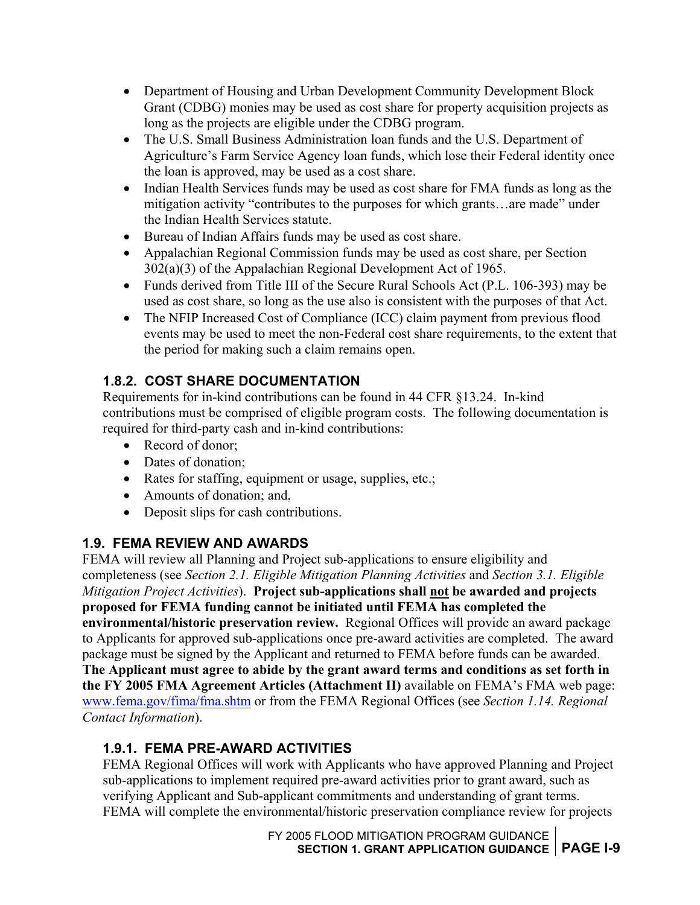- Department of Housing and Urban Development Community Development Block Grant (CDBG) monies may be used as cost share for property acquisition projects as long as the projects are eligible under the CDBG program.
- The U.S. Small Business Administration loan funds and the U.S. Department of Agriculture's Farm Service Agency loan funds, which lose their Federal identity once the loan is approved, may be used as a cost share.
- Indian Health Services funds may be used as cost share for FMA funds as long as the mitigation activity "contributes to the purposes for which grants…are made" under the Indian Health Services statute.
- Bureau of Indian Affairs funds may be used as cost share.
- Appalachian Regional Commission funds may be used as cost share, per Section 302(a)(3) of the Appalachian Regional Development Act of 1965.
- Funds derived from Title III of the Secure Rural Schools Act (P.L. 106-393) may be used as cost share, so long as the use also is consistent with the purposes of that Act.
- The NFIP Increased Cost of Compliance (ICC) claim payment from previous flood events may be used to meet the non-Federal cost share requirements, to the extent that the period for making such a claim remains open.

### 1.8.2. COST SHARE DOCUMENTATION

Requirements for in-kind contributions can be found in 44 CFR §13.24. In-kind contributions must be comprised of eligible program costs. The following documentation is required for third-party cash and in-kind contributions:

- Record of donor;
- Dates of donation;
- Rates for staffing, equipment or usage, supplies, etc.;
- Amounts of donation; and,
- Deposit slips for cash contributions.

## 1.9. FEMA REVIEW AND AWARDS

FEMA will review all Planning and Project sub-applications to ensure eligibility and completeness (see *Section 2.1. Eligible Mitigation Planning Activities* and *Section 3.1. Eligible Mitigation Project Activities*). **Project sub-applications shall not be awarded and projects proposed for FEMA funding cannot be initiated until FEMA has completed the environmental/historic preservation review.** Regional Offices will provide an award package to Applicants for approved sub-applications once pre-award activities are completed. The award package must be signed by the Applicant and returned to FEMA before funds can be awarded. **The Applicant must agree to abide by the grant award terms and conditions as set forth in the FY 2005 FMA Agreement Articles (Attachment II)** available on FEMA's FMA web page: www.fema.gov/fima/fma.shtm or from the FEMA Regional Offices (see *Section 1.14. Regional Contact Information*).

### 1.9.1. FEMA PRE-AWARD ACTIVITIES

FEMA Regional Offices will work with Applicants who have approved Planning and Project sub-applications to implement required pre-award activities prior to grant award, such as verifying Applicant and Sub-applicant commitments and understanding of grant terms. FEMA will complete the environmental/historic preservation compliance review for projects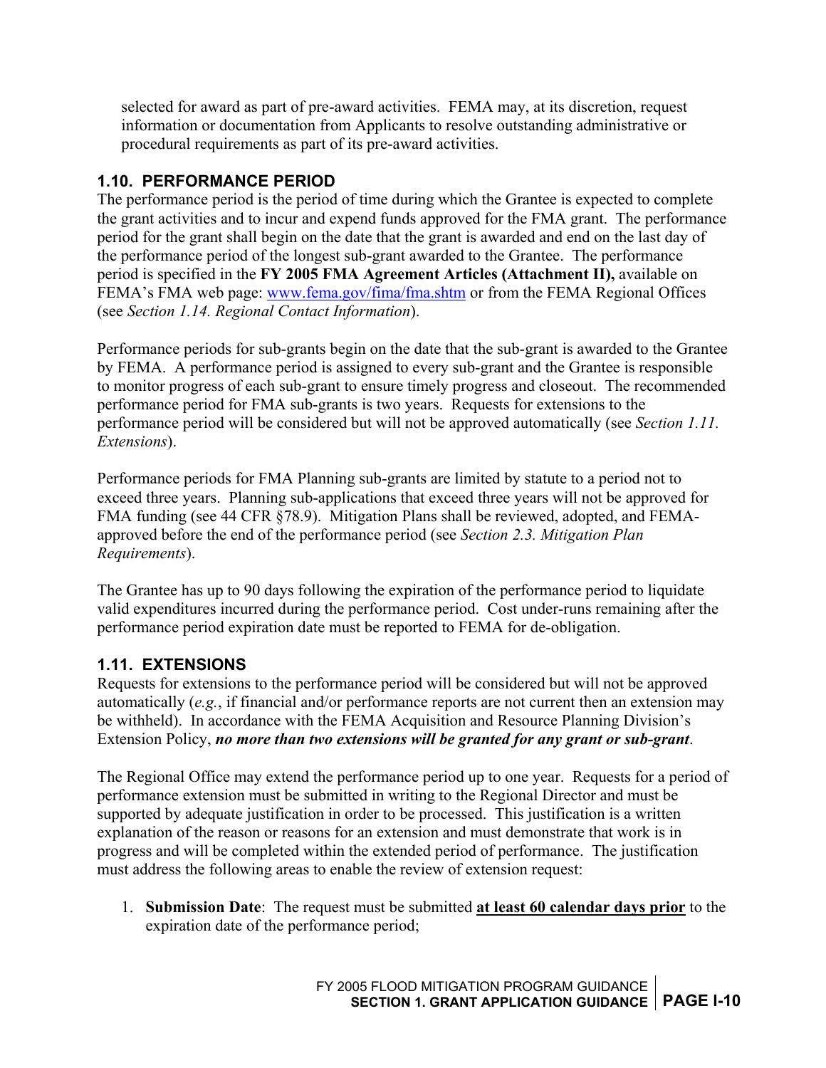selected for award as part of pre-award activities. FEMA may, at its discretion, request information or documentation from Applicants to resolve outstanding administrative or procedural requirements as part of its pre-award activities.

## 1.10. PERFORMANCE PERIOD

The performance period is the period of time during which the Grantee is expected to complete the grant activities and to incur and expend funds approved for the FMA grant. The performance period for the grant shall begin on the date that the grant is awarded and end on the last day of the performance period of the longest sub-grant awarded to the Grantee. The performance period is specified in the **FY 2005 FMA Agreement Articles (Attachment II),** available on FEMA's FMA web page: www.fema.gov/fima/fma.shtm or from the FEMA Regional Offices (see *Section 1.14. Regional Contact Information*).

Performance periods for sub-grants begin on the date that the sub-grant is awarded to the Grantee by FEMA. A performance period is assigned to every sub-grant and the Grantee is responsible to monitor progress of each sub-grant to ensure timely progress and closeout. The recommended performance period for FMA sub-grants is two years. Requests for extensions to the performance period will be considered but will not be approved automatically (see *Section 1.11. Extensions*).

Performance periods for FMA Planning sub-grants are limited by statute to a period not to exceed three years. Planning sub-applications that exceed three years will not be approved for FMA funding (see 44 CFR §78.9). Mitigation Plans shall be reviewed, adopted, and FEMA-approved before the end of the performance period (see *Section 2.3. Mitigation Plan Requirements*).

The Grantee has up to 90 days following the expiration of the performance period to liquidate valid expenditures incurred during the performance period. Cost under-runs remaining after the performance period expiration date must be reported to FEMA for de-obligation.

## 1.11. EXTENSIONS

Requests for extensions to the performance period will be considered but will not be approved automatically (*e.g.*, if financial and/or performance reports are not current then an extension may be withheld). In accordance with the FEMA Acquisition and Resource Planning Division's Extension Policy, ***no more than two extensions will be granted for any grant or sub-grant***.

The Regional Office may extend the performance period up to one year. Requests for a period of performance extension must be submitted in writing to the Regional Director and must be supported by adequate justification in order to be processed. This justification is a written explanation of the reason or reasons for an extension and must demonstrate that work is in progress and will be completed within the extended period of performance. The justification must address the following areas to enable the review of extension request:

1. **Submission Date**: The request must be submitted **at least 60 calendar days prior** to the expiration date of the performance period;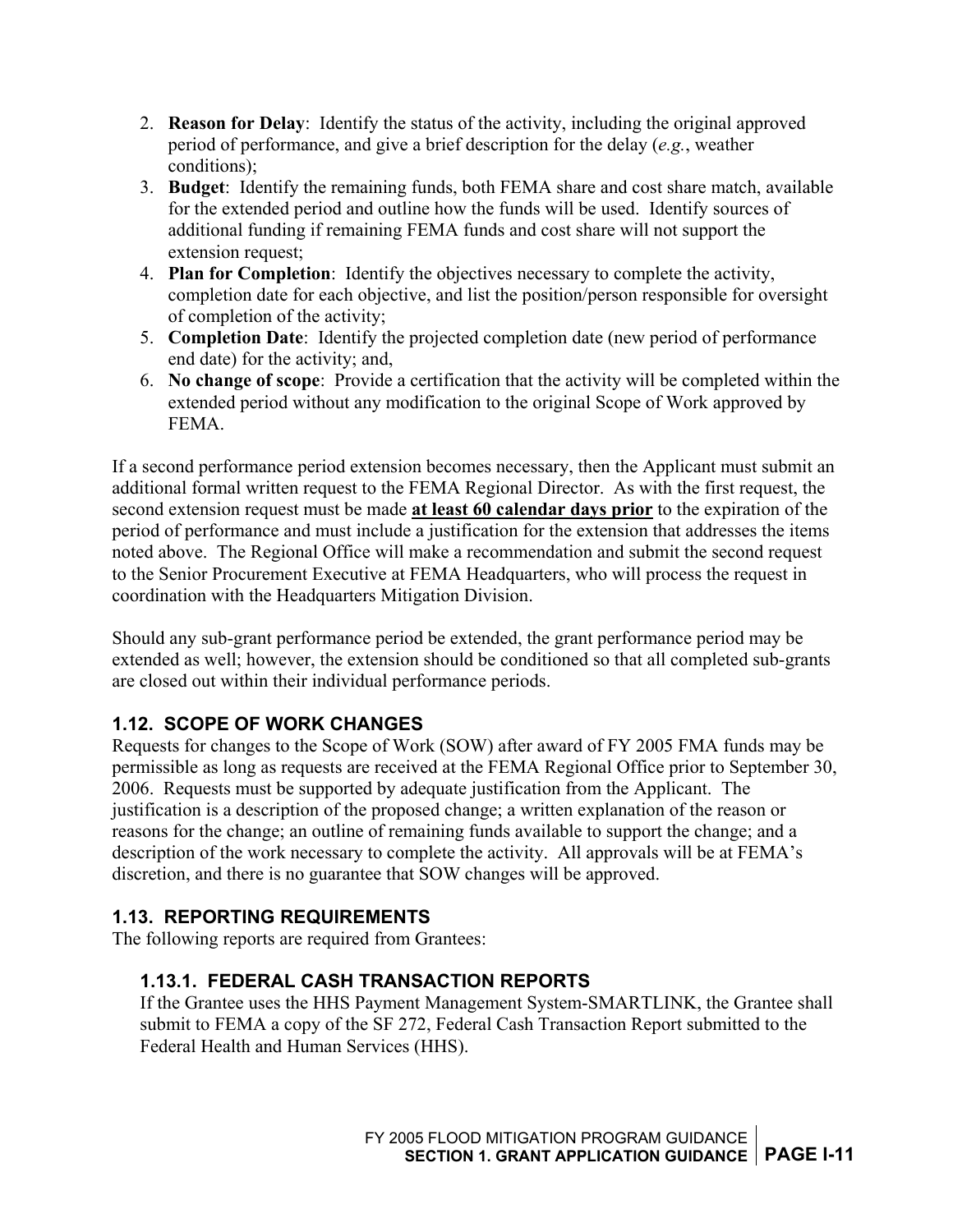2. **Reason for Delay**: Identify the status of the activity, including the original approved period of performance, and give a brief description for the delay (*e.g.*, weather conditions);
3. **Budget**: Identify the remaining funds, both FEMA share and cost share match, available for the extended period and outline how the funds will be used. Identify sources of additional funding if remaining FEMA funds and cost share will not support the extension request;
4. **Plan for Completion**: Identify the objectives necessary to complete the activity, completion date for each objective, and list the position/person responsible for oversight of completion of the activity;
5. **Completion Date**: Identify the projected completion date (new period of performance end date) for the activity; and,
6. **No change of scope**: Provide a certification that the activity will be completed within the extended period without any modification to the original Scope of Work approved by FEMA.

If a second performance period extension becomes necessary, then the Applicant must submit an additional formal written request to the FEMA Regional Director. As with the first request, the second extension request must be made **at least 60 calendar days prior** to the expiration of the period of performance and must include a justification for the extension that addresses the items noted above. The Regional Office will make a recommendation and submit the second request to the Senior Procurement Executive at FEMA Headquarters, who will process the request in coordination with the Headquarters Mitigation Division.

Should any sub-grant performance period be extended, the grant performance period may be extended as well; however, the extension should be conditioned so that all completed sub-grants are closed out within their individual performance periods.

## 1.12. SCOPE OF WORK CHANGES

Requests for changes to the Scope of Work (SOW) after award of FY 2005 FMA funds may be permissible as long as requests are received at the FEMA Regional Office prior to September 30, 2006. Requests must be supported by adequate justification from the Applicant. The justification is a description of the proposed change; a written explanation of the reason or reasons for the change; an outline of remaining funds available to support the change; and a description of the work necessary to complete the activity. All approvals will be at FEMA's discretion, and there is no guarantee that SOW changes will be approved.

## 1.13. REPORTING REQUIREMENTS

The following reports are required from Grantees:

### 1.13.1. FEDERAL CASH TRANSACTION REPORTS

If the Grantee uses the HHS Payment Management System-SMARTLINK, the Grantee shall submit to FEMA a copy of the SF 272, Federal Cash Transaction Report submitted to the Federal Health and Human Services (HHS).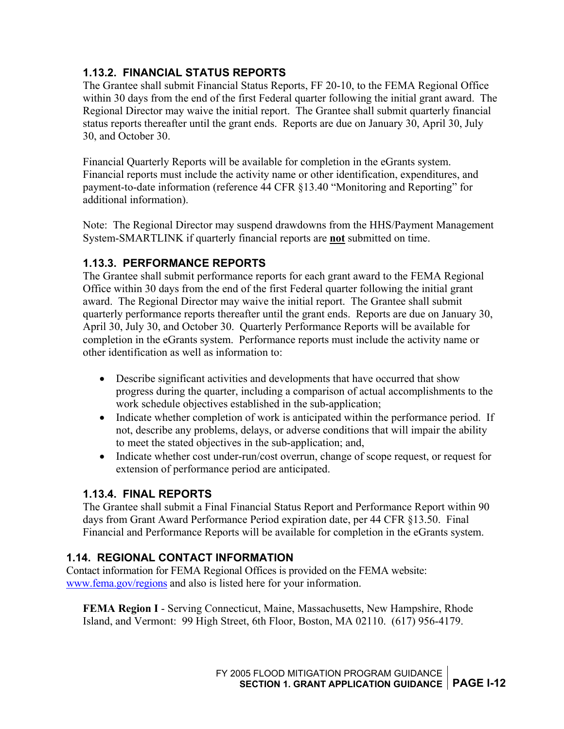### 1.13.2. FINANCIAL STATUS REPORTS

The Grantee shall submit Financial Status Reports, FF 20-10, to the FEMA Regional Office within 30 days from the end of the first Federal quarter following the initial grant award. The Regional Director may waive the initial report. The Grantee shall submit quarterly financial status reports thereafter until the grant ends. Reports are due on January 30, April 30, July 30, and October 30.

Financial Quarterly Reports will be available for completion in the eGrants system. Financial reports must include the activity name or other identification, expenditures, and payment-to-date information (reference 44 CFR §13.40 "Monitoring and Reporting" for additional information).

Note: The Regional Director may suspend drawdowns from the HHS/Payment Management System-SMARTLINK if quarterly financial reports are **not** submitted on time.

### 1.13.3. PERFORMANCE REPORTS

The Grantee shall submit performance reports for each grant award to the FEMA Regional Office within 30 days from the end of the first Federal quarter following the initial grant award. The Regional Director may waive the initial report. The Grantee shall submit quarterly performance reports thereafter until the grant ends. Reports are due on January 30, April 30, July 30, and October 30. Quarterly Performance Reports will be available for completion in the eGrants system. Performance reports must include the activity name or other identification as well as information to:

- Describe significant activities and developments that have occurred that show progress during the quarter, including a comparison of actual accomplishments to the work schedule objectives established in the sub-application;
- Indicate whether completion of work is anticipated within the performance period. If not, describe any problems, delays, or adverse conditions that will impair the ability to meet the stated objectives in the sub-application; and,
- Indicate whether cost under-run/cost overrun, change of scope request, or request for extension of performance period are anticipated.

### 1.13.4. FINAL REPORTS

The Grantee shall submit a Final Financial Status Report and Performance Report within 90 days from Grant Award Performance Period expiration date, per 44 CFR §13.50. Final Financial and Performance Reports will be available for completion in the eGrants system.

## 1.14. REGIONAL CONTACT INFORMATION

Contact information for FEMA Regional Offices is provided on the FEMA website: www.fema.gov/regions and also is listed here for your information.

**FEMA Region I** - Serving Connecticut, Maine, Massachusetts, New Hampshire, Rhode Island, and Vermont: 99 High Street, 6th Floor, Boston, MA 02110. (617) 956-4179.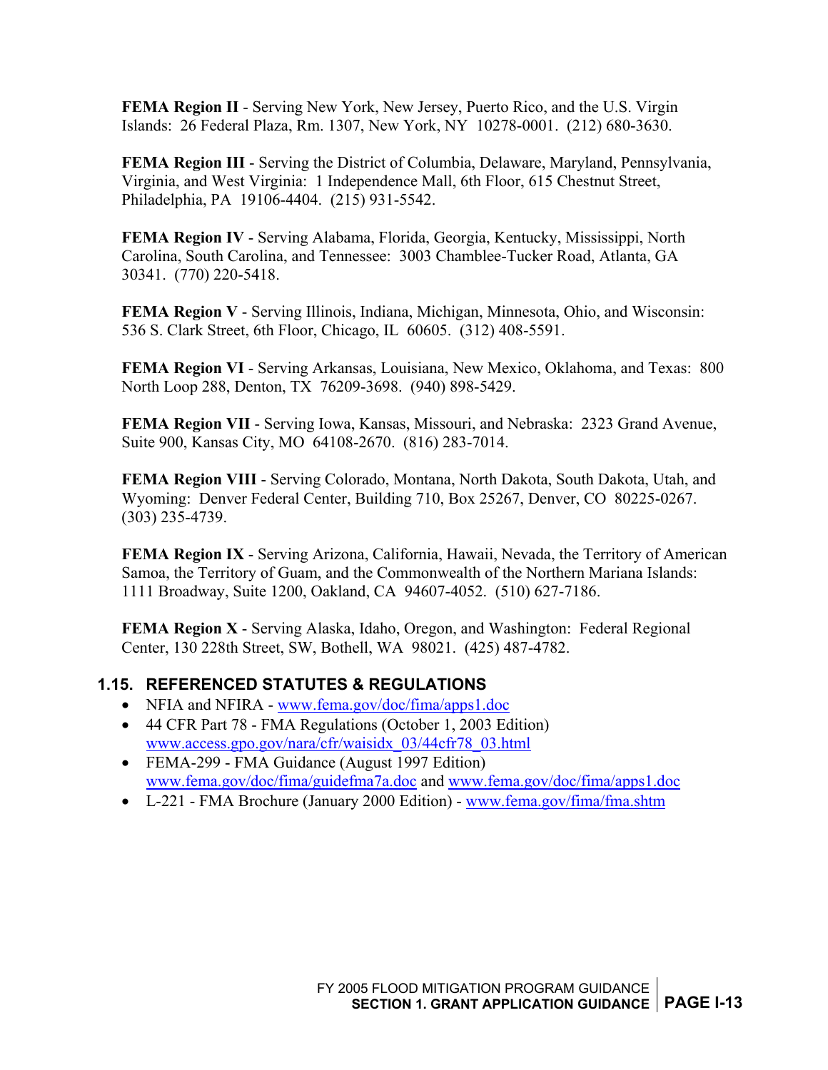**FEMA Region II** - Serving New York, New Jersey, Puerto Rico, and the U.S. Virgin Islands: 26 Federal Plaza, Rm. 1307, New York, NY 10278-0001. (212) 680-3630.

**FEMA Region III** - Serving the District of Columbia, Delaware, Maryland, Pennsylvania, Virginia, and West Virginia: 1 Independence Mall, 6th Floor, 615 Chestnut Street, Philadelphia, PA 19106-4404. (215) 931-5542.

**FEMA Region IV** - Serving Alabama, Florida, Georgia, Kentucky, Mississippi, North Carolina, South Carolina, and Tennessee: 3003 Chamblee-Tucker Road, Atlanta, GA 30341. (770) 220-5418.

**FEMA Region V** - Serving Illinois, Indiana, Michigan, Minnesota, Ohio, and Wisconsin: 536 S. Clark Street, 6th Floor, Chicago, IL 60605. (312) 408-5591.

**FEMA Region VI** - Serving Arkansas, Louisiana, New Mexico, Oklahoma, and Texas: 800 North Loop 288, Denton, TX 76209-3698. (940) 898-5429.

**FEMA Region VII** - Serving Iowa, Kansas, Missouri, and Nebraska: 2323 Grand Avenue, Suite 900, Kansas City, MO 64108-2670. (816) 283-7014.

**FEMA Region VIII** - Serving Colorado, Montana, North Dakota, South Dakota, Utah, and Wyoming: Denver Federal Center, Building 710, Box 25267, Denver, CO 80225-0267. (303) 235-4739.

**FEMA Region IX** - Serving Arizona, California, Hawaii, Nevada, the Territory of American Samoa, the Territory of Guam, and the Commonwealth of the Northern Mariana Islands: 1111 Broadway, Suite 1200, Oakland, CA 94607-4052. (510) 627-7186.

**FEMA Region X** - Serving Alaska, Idaho, Oregon, and Washington: Federal Regional Center, 130 228th Street, SW, Bothell, WA 98021. (425) 487-4782.

## 1.15. REFERENCED STATUTES & REGULATIONS

- NFIA and NFIRA - www.fema.gov/doc/fima/apps1.doc
- 44 CFR Part 78 - FMA Regulations (October 1, 2003 Edition) www.access.gpo.gov/nara/cfr/waisidx_03/44cfr78_03.html
- FEMA-299 - FMA Guidance (August 1997 Edition) www.fema.gov/doc/fima/guidefma7a.doc and www.fema.gov/doc/fima/apps1.doc
- L-221 - FMA Brochure (January 2000 Edition) - www.fema.gov/fima/fma.shtm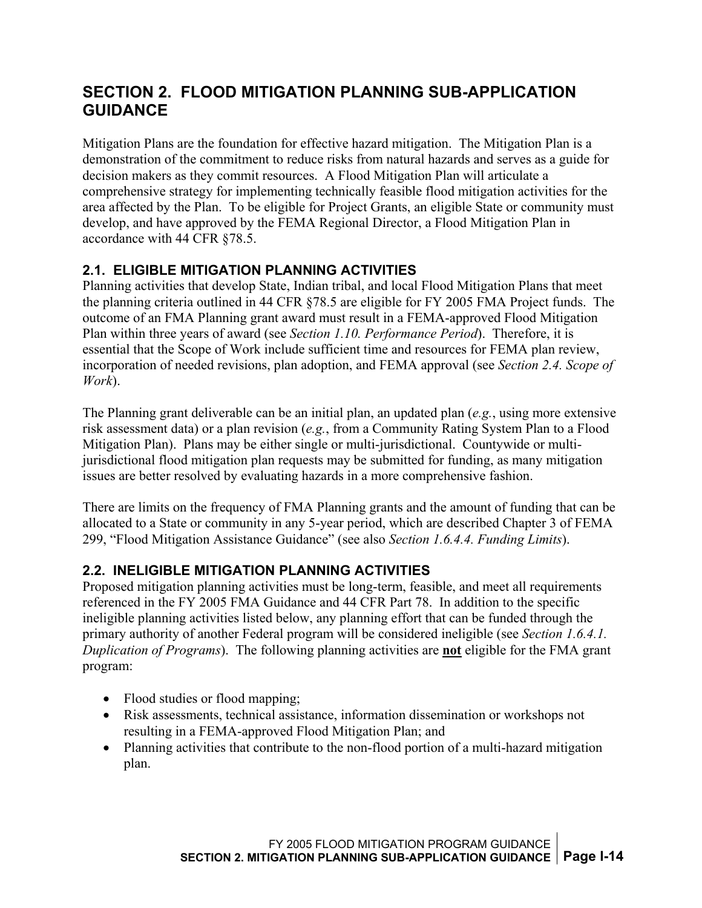# SECTION 2. FLOOD MITIGATION PLANNING SUB-APPLICATION GUIDANCE

Mitigation Plans are the foundation for effective hazard mitigation. The Mitigation Plan is a demonstration of the commitment to reduce risks from natural hazards and serves as a guide for decision makers as they commit resources. A Flood Mitigation Plan will articulate a comprehensive strategy for implementing technically feasible flood mitigation activities for the area affected by the Plan. To be eligible for Project Grants, an eligible State or community must develop, and have approved by the FEMA Regional Director, a Flood Mitigation Plan in accordance with 44 CFR §78.5.

## 2.1. ELIGIBLE MITIGATION PLANNING ACTIVITIES

Planning activities that develop State, Indian tribal, and local Flood Mitigation Plans that meet the planning criteria outlined in 44 CFR §78.5 are eligible for FY 2005 FMA Project funds. The outcome of an FMA Planning grant award must result in a FEMA-approved Flood Mitigation Plan within three years of award (see *Section 1.10. Performance Period*). Therefore, it is essential that the Scope of Work include sufficient time and resources for FEMA plan review, incorporation of needed revisions, plan adoption, and FEMA approval (see *Section 2.4. Scope of Work*).

The Planning grant deliverable can be an initial plan, an updated plan (*e.g.*, using more extensive risk assessment data) or a plan revision (*e.g.*, from a Community Rating System Plan to a Flood Mitigation Plan). Plans may be either single or multi-jurisdictional. Countywide or multi-jurisdictional flood mitigation plan requests may be submitted for funding, as many mitigation issues are better resolved by evaluating hazards in a more comprehensive fashion.

There are limits on the frequency of FMA Planning grants and the amount of funding that can be allocated to a State or community in any 5-year period, which are described Chapter 3 of FEMA 299, "Flood Mitigation Assistance Guidance" (see also *Section 1.6.4.4. Funding Limits*).

## 2.2. INELIGIBLE MITIGATION PLANNING ACTIVITIES

Proposed mitigation planning activities must be long-term, feasible, and meet all requirements referenced in the FY 2005 FMA Guidance and 44 CFR Part 78. In addition to the specific ineligible planning activities listed below, any planning effort that can be funded through the primary authority of another Federal program will be considered ineligible (see *Section 1.6.4.1. Duplication of Programs*). The following planning activities are **not** eligible for the FMA grant program:

- Flood studies or flood mapping;
- Risk assessments, technical assistance, information dissemination or workshops not resulting in a FEMA-approved Flood Mitigation Plan; and
- Planning activities that contribute to the non-flood portion of a multi-hazard mitigation plan.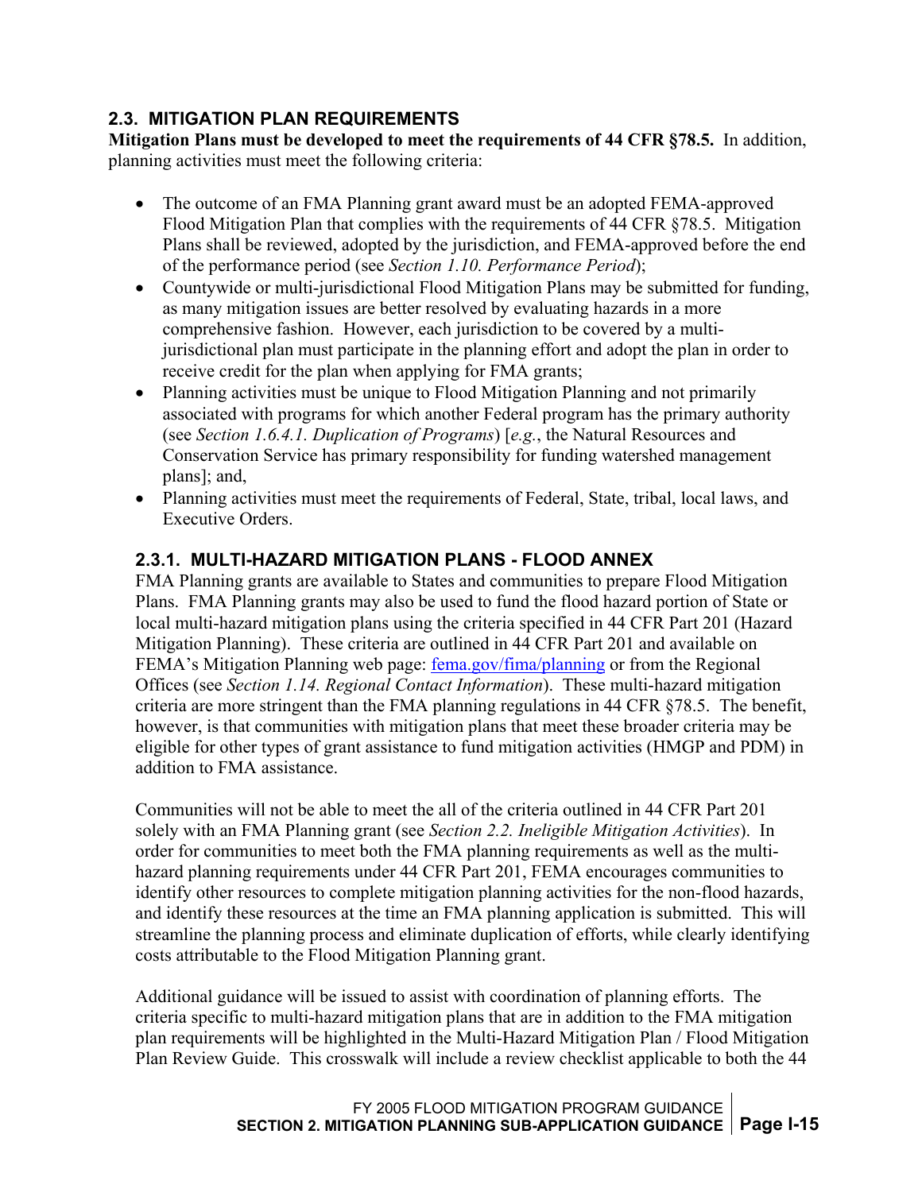## 2.3. MITIGATION PLAN REQUIREMENTS

**Mitigation Plans must be developed to meet the requirements of 44 CFR §78.5.** In addition, planning activities must meet the following criteria:

- The outcome of an FMA Planning grant award must be an adopted FEMA-approved Flood Mitigation Plan that complies with the requirements of 44 CFR §78.5. Mitigation Plans shall be reviewed, adopted by the jurisdiction, and FEMA-approved before the end of the performance period (see *Section 1.10. Performance Period*);
- Countywide or multi-jurisdictional Flood Mitigation Plans may be submitted for funding, as many mitigation issues are better resolved by evaluating hazards in a more comprehensive fashion. However, each jurisdiction to be covered by a multi-jurisdictional plan must participate in the planning effort and adopt the plan in order to receive credit for the plan when applying for FMA grants;
- Planning activities must be unique to Flood Mitigation Planning and not primarily associated with programs for which another Federal program has the primary authority (see *Section 1.6.4.1. Duplication of Programs*) [*e.g.*, the Natural Resources and Conservation Service has primary responsibility for funding watershed management plans]; and,
- Planning activities must meet the requirements of Federal, State, tribal, local laws, and Executive Orders.

### 2.3.1. MULTI-HAZARD MITIGATION PLANS - FLOOD ANNEX

FMA Planning grants are available to States and communities to prepare Flood Mitigation Plans. FMA Planning grants may also be used to fund the flood hazard portion of State or local multi-hazard mitigation plans using the criteria specified in 44 CFR Part 201 (Hazard Mitigation Planning). These criteria are outlined in 44 CFR Part 201 and available on FEMA's Mitigation Planning web page: [fema.gov/fima/planning](fema.gov/fima/planning) or from the Regional Offices (see *Section 1.14. Regional Contact Information*). These multi-hazard mitigation criteria are more stringent than the FMA planning regulations in 44 CFR §78.5. The benefit, however, is that communities with mitigation plans that meet these broader criteria may be eligible for other types of grant assistance to fund mitigation activities (HMGP and PDM) in addition to FMA assistance.

Communities will not be able to meet the all of the criteria outlined in 44 CFR Part 201 solely with an FMA Planning grant (see *Section 2.2. Ineligible Mitigation Activities*). In order for communities to meet both the FMA planning requirements as well as the multi-hazard planning requirements under 44 CFR Part 201, FEMA encourages communities to identify other resources to complete mitigation planning activities for the non-flood hazards, and identify these resources at the time an FMA planning application is submitted. This will streamline the planning process and eliminate duplication of efforts, while clearly identifying costs attributable to the Flood Mitigation Planning grant.

Additional guidance will be issued to assist with coordination of planning efforts. The criteria specific to multi-hazard mitigation plans that are in addition to the FMA mitigation plan requirements will be highlighted in the Multi-Hazard Mitigation Plan / Flood Mitigation Plan Review Guide. This crosswalk will include a review checklist applicable to both the 44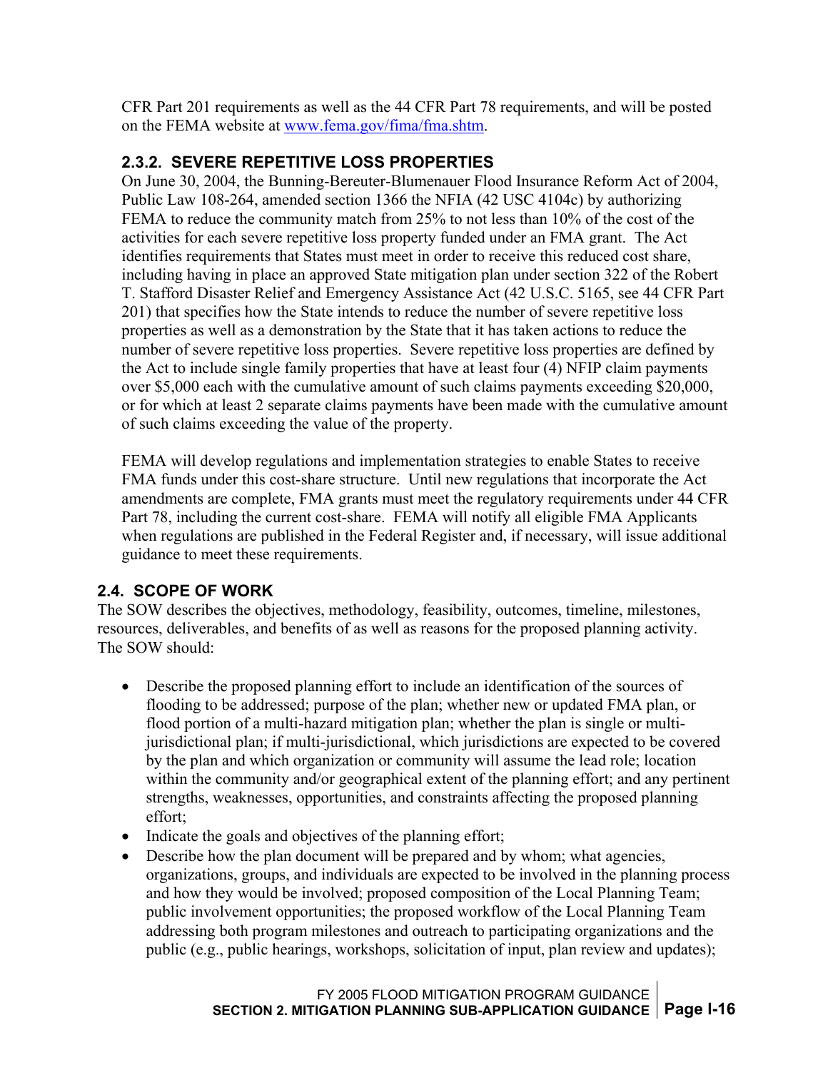CFR Part 201 requirements as well as the 44 CFR Part 78 requirements, and will be posted on the FEMA website at [www.fema.gov/fima/fma.shtm](www.fema.gov/fima/fma.shtm).

### 2.3.2. SEVERE REPETITIVE LOSS PROPERTIES

On June 30, 2004, the Bunning-Bereuter-Blumenauer Flood Insurance Reform Act of 2004, Public Law 108-264, amended section 1366 the NFIA (42 USC 4104c) by authorizing FEMA to reduce the community match from 25% to not less than 10% of the cost of the activities for each severe repetitive loss property funded under an FMA grant. The Act identifies requirements that States must meet in order to receive this reduced cost share, including having in place an approved State mitigation plan under section 322 of the Robert T. Stafford Disaster Relief and Emergency Assistance Act (42 U.S.C. 5165, see 44 CFR Part 201) that specifies how the State intends to reduce the number of severe repetitive loss properties as well as a demonstration by the State that it has taken actions to reduce the number of severe repetitive loss properties. Severe repetitive loss properties are defined by the Act to include single family properties that have at least four (4) NFIP claim payments over $5,000 each with the cumulative amount of such claims payments exceeding $20,000, or for which at least 2 separate claims payments have been made with the cumulative amount of such claims exceeding the value of the property.

FEMA will develop regulations and implementation strategies to enable States to receive FMA funds under this cost-share structure. Until new regulations that incorporate the Act amendments are complete, FMA grants must meet the regulatory requirements under 44 CFR Part 78, including the current cost-share. FEMA will notify all eligible FMA Applicants when regulations are published in the Federal Register and, if necessary, will issue additional guidance to meet these requirements.

## 2.4. SCOPE OF WORK

The SOW describes the objectives, methodology, feasibility, outcomes, timeline, milestones, resources, deliverables, and benefits of as well as reasons for the proposed planning activity. The SOW should:

- Describe the proposed planning effort to include an identification of the sources of flooding to be addressed; purpose of the plan; whether new or updated FMA plan, or flood portion of a multi-hazard mitigation plan; whether the plan is single or multi-jurisdictional plan; if multi-jurisdictional, which jurisdictions are expected to be covered by the plan and which organization or community will assume the lead role; location within the community and/or geographical extent of the planning effort; and any pertinent strengths, weaknesses, opportunities, and constraints affecting the proposed planning effort;
- Indicate the goals and objectives of the planning effort;
- Describe how the plan document will be prepared and by whom; what agencies, organizations, groups, and individuals are expected to be involved in the planning process and how they would be involved; proposed composition of the Local Planning Team; public involvement opportunities; the proposed workflow of the Local Planning Team addressing both program milestones and outreach to participating organizations and the public (e.g., public hearings, workshops, solicitation of input, plan review and updates);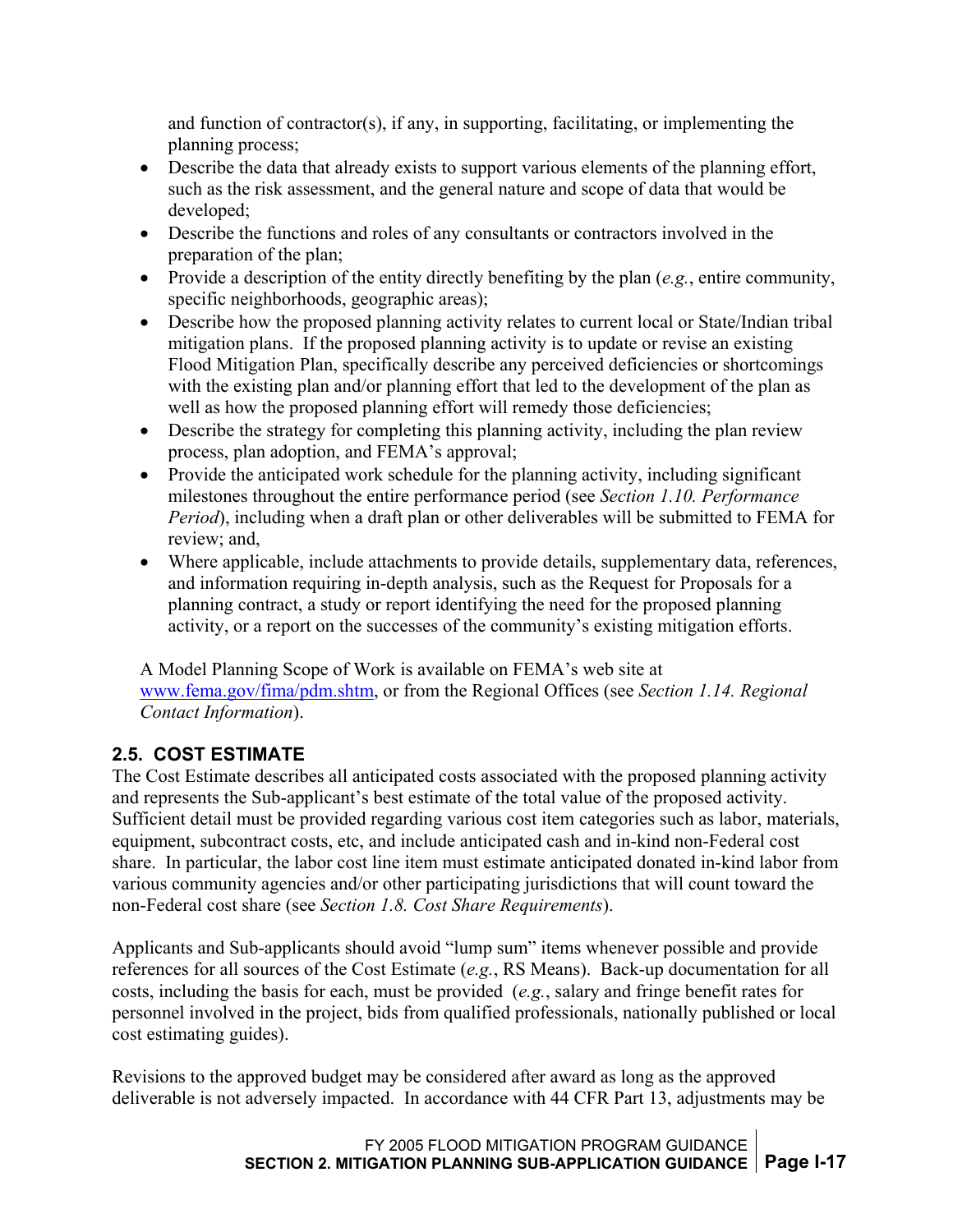and function of contractor(s), if any, in supporting, facilitating, or implementing the planning process;

- Describe the data that already exists to support various elements of the planning effort, such as the risk assessment, and the general nature and scope of data that would be developed;
- Describe the functions and roles of any consultants or contractors involved in the preparation of the plan;
- Provide a description of the entity directly benefiting by the plan (*e.g.*, entire community, specific neighborhoods, geographic areas);
- Describe how the proposed planning activity relates to current local or State/Indian tribal mitigation plans. If the proposed planning activity is to update or revise an existing Flood Mitigation Plan, specifically describe any perceived deficiencies or shortcomings with the existing plan and/or planning effort that led to the development of the plan as well as how the proposed planning effort will remedy those deficiencies;
- Describe the strategy for completing this planning activity, including the plan review process, plan adoption, and FEMA's approval;
- Provide the anticipated work schedule for the planning activity, including significant milestones throughout the entire performance period (see *Section 1.10. Performance Period*), including when a draft plan or other deliverables will be submitted to FEMA for review; and,
- Where applicable, include attachments to provide details, supplementary data, references, and information requiring in-depth analysis, such as the Request for Proposals for a planning contract, a study or report identifying the need for the proposed planning activity, or a report on the successes of the community's existing mitigation efforts.

A Model Planning Scope of Work is available on FEMA's web site at www.fema.gov/fima/pdm.shtm, or from the Regional Offices (see *Section 1.14. Regional Contact Information*).

## 2.5. COST ESTIMATE

The Cost Estimate describes all anticipated costs associated with the proposed planning activity and represents the Sub-applicant's best estimate of the total value of the proposed activity. Sufficient detail must be provided regarding various cost item categories such as labor, materials, equipment, subcontract costs, etc, and include anticipated cash and in-kind non-Federal cost share. In particular, the labor cost line item must estimate anticipated donated in-kind labor from various community agencies and/or other participating jurisdictions that will count toward the non-Federal cost share (see *Section 1.8. Cost Share Requirements*).

Applicants and Sub-applicants should avoid "lump sum" items whenever possible and provide references for all sources of the Cost Estimate (*e.g.*, RS Means). Back-up documentation for all costs, including the basis for each, must be provided (*e.g.*, salary and fringe benefit rates for personnel involved in the project, bids from qualified professionals, nationally published or local cost estimating guides).

Revisions to the approved budget may be considered after award as long as the approved deliverable is not adversely impacted. In accordance with 44 CFR Part 13, adjustments may be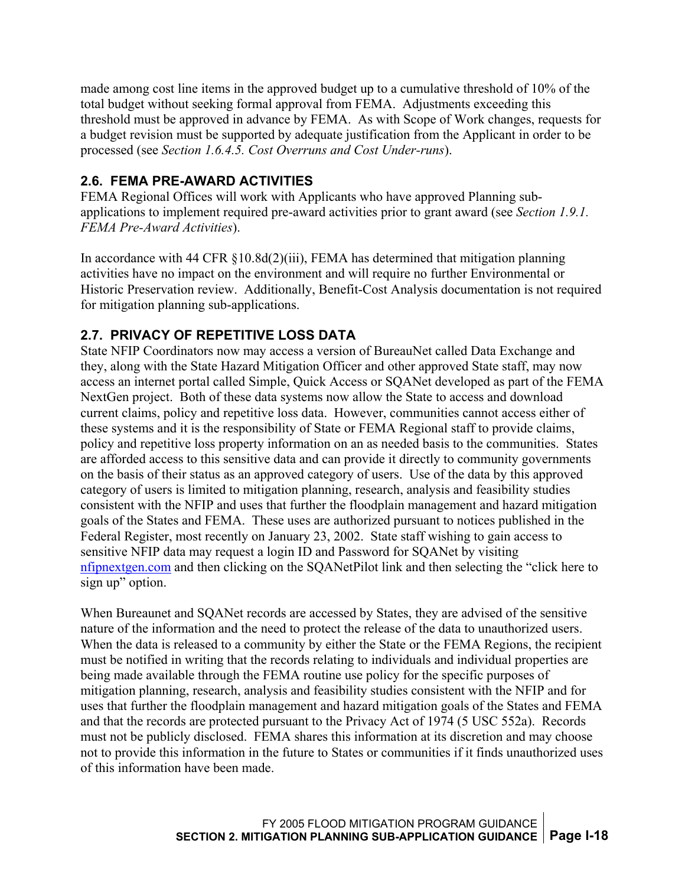made among cost line items in the approved budget up to a cumulative threshold of 10% of the total budget without seeking formal approval from FEMA. Adjustments exceeding this threshold must be approved in advance by FEMA. As with Scope of Work changes, requests for a budget revision must be supported by adequate justification from the Applicant in order to be processed (see *Section 1.6.4.5. Cost Overruns and Cost Under-runs*).

## 2.6. FEMA PRE-AWARD ACTIVITIES

FEMA Regional Offices will work with Applicants who have approved Planning sub-applications to implement required pre-award activities prior to grant award (see *Section 1.9.1. FEMA Pre-Award Activities*).

In accordance with 44 CFR §10.8d(2)(iii), FEMA has determined that mitigation planning activities have no impact on the environment and will require no further Environmental or Historic Preservation review. Additionally, Benefit-Cost Analysis documentation is not required for mitigation planning sub-applications.

## 2.7. PRIVACY OF REPETITIVE LOSS DATA

State NFIP Coordinators now may access a version of BureauNet called Data Exchange and they, along with the State Hazard Mitigation Officer and other approved State staff, may now access an internet portal called Simple, Quick Access or SQANet developed as part of the FEMA NextGen project. Both of these data systems now allow the State to access and download current claims, policy and repetitive loss data. However, communities cannot access either of these systems and it is the responsibility of State or FEMA Regional staff to provide claims, policy and repetitive loss property information on an as needed basis to the communities. States are afforded access to this sensitive data and can provide it directly to community governments on the basis of their status as an approved category of users. Use of the data by this approved category of users is limited to mitigation planning, research, analysis and feasibility studies consistent with the NFIP and uses that further the floodplain management and hazard mitigation goals of the States and FEMA. These uses are authorized pursuant to notices published in the Federal Register, most recently on January 23, 2002. State staff wishing to gain access to sensitive NFIP data may request a login ID and Password for SQANet by visiting nfipnextgen.com and then clicking on the SQANetPilot link and then selecting the "click here to sign up" option.

When Bureaunet and SQANet records are accessed by States, they are advised of the sensitive nature of the information and the need to protect the release of the data to unauthorized users. When the data is released to a community by either the State or the FEMA Regions, the recipient must be notified in writing that the records relating to individuals and individual properties are being made available through the FEMA routine use policy for the specific purposes of mitigation planning, research, analysis and feasibility studies consistent with the NFIP and for uses that further the floodplain management and hazard mitigation goals of the States and FEMA and that the records are protected pursuant to the Privacy Act of 1974 (5 USC 552a). Records must not be publicly disclosed. FEMA shares this information at its discretion and may choose not to provide this information in the future to States or communities if it finds unauthorized uses of this information have been made.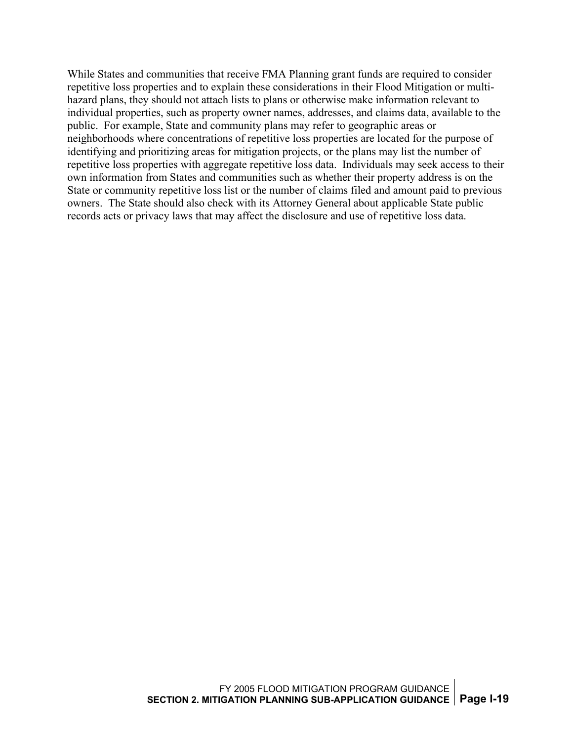While States and communities that receive FMA Planning grant funds are required to consider repetitive loss properties and to explain these considerations in their Flood Mitigation or multi-hazard plans, they should not attach lists to plans or otherwise make information relevant to individual properties, such as property owner names, addresses, and claims data, available to the public. For example, State and community plans may refer to geographic areas or neighborhoods where concentrations of repetitive loss properties are located for the purpose of identifying and prioritizing areas for mitigation projects, or the plans may list the number of repetitive loss properties with aggregate repetitive loss data. Individuals may seek access to their own information from States and communities such as whether their property address is on the State or community repetitive loss list or the number of claims filed and amount paid to previous owners. The State should also check with its Attorney General about applicable State public records acts or privacy laws that may affect the disclosure and use of repetitive loss data.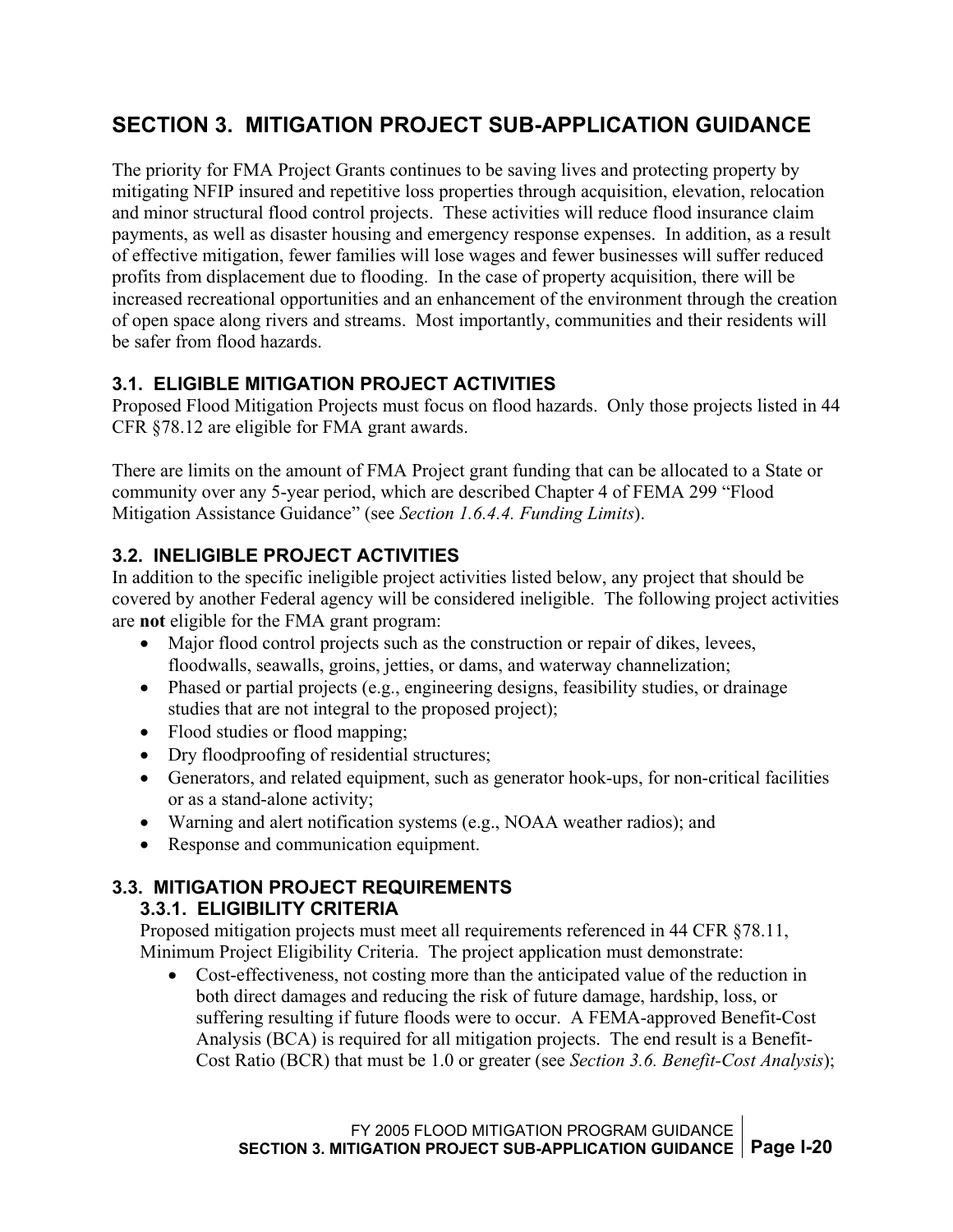# SECTION 3. MITIGATION PROJECT SUB-APPLICATION GUIDANCE

The priority for FMA Project Grants continues to be saving lives and protecting property by mitigating NFIP insured and repetitive loss properties through acquisition, elevation, relocation and minor structural flood control projects. These activities will reduce flood insurance claim payments, as well as disaster housing and emergency response expenses. In addition, as a result of effective mitigation, fewer families will lose wages and fewer businesses will suffer reduced profits from displacement due to flooding. In the case of property acquisition, there will be increased recreational opportunities and an enhancement of the environment through the creation of open space along rivers and streams. Most importantly, communities and their residents will be safer from flood hazards.

## 3.1. ELIGIBLE MITIGATION PROJECT ACTIVITIES

Proposed Flood Mitigation Projects must focus on flood hazards. Only those projects listed in 44 CFR §78.12 are eligible for FMA grant awards.

There are limits on the amount of FMA Project grant funding that can be allocated to a State or community over any 5-year period, which are described Chapter 4 of FEMA 299 "Flood Mitigation Assistance Guidance" (see *Section 1.6.4.4. Funding Limits*).

## 3.2. INELIGIBLE PROJECT ACTIVITIES

In addition to the specific ineligible project activities listed below, any project that should be covered by another Federal agency will be considered ineligible. The following project activities are **not** eligible for the FMA grant program:

- Major flood control projects such as the construction or repair of dikes, levees, floodwalls, seawalls, groins, jetties, or dams, and waterway channelization;
- Phased or partial projects (e.g., engineering designs, feasibility studies, or drainage studies that are not integral to the proposed project);
- Flood studies or flood mapping;
- Dry floodproofing of residential structures;
- Generators, and related equipment, such as generator hook-ups, for non-critical facilities or as a stand-alone activity;
- Warning and alert notification systems (e.g., NOAA weather radios); and
- Response and communication equipment.

## 3.3. MITIGATION PROJECT REQUIREMENTS

### 3.3.1. ELIGIBILITY CRITERIA

Proposed mitigation projects must meet all requirements referenced in 44 CFR §78.11, Minimum Project Eligibility Criteria. The project application must demonstrate:

- Cost-effectiveness, not costing more than the anticipated value of the reduction in both direct damages and reducing the risk of future damage, hardship, loss, or suffering resulting if future floods were to occur. A FEMA-approved Benefit-Cost Analysis (BCA) is required for all mitigation projects. The end result is a Benefit-Cost Ratio (BCR) that must be 1.0 or greater (see *Section 3.6. Benefit-Cost Analysis*);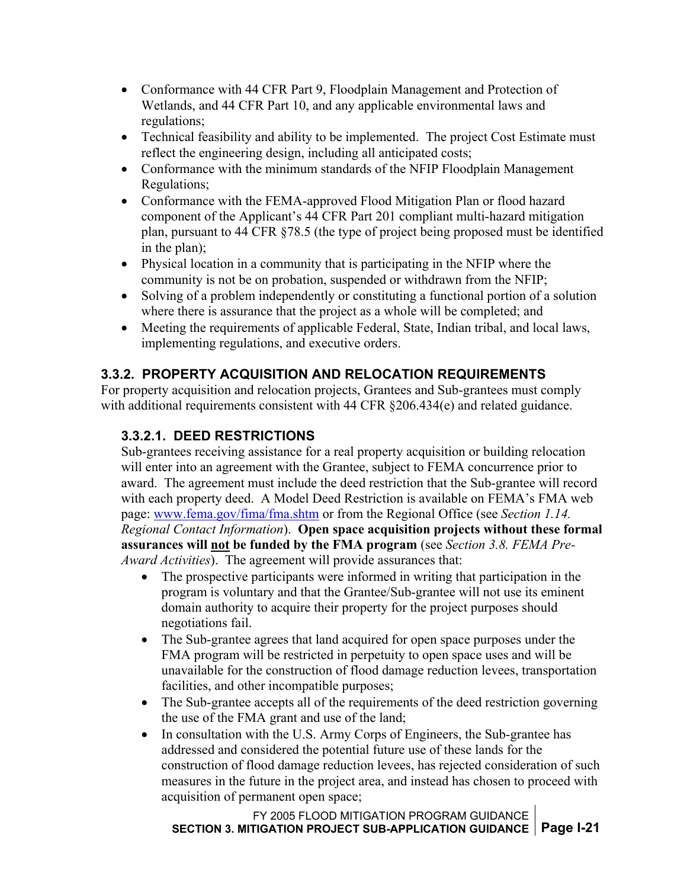- Conformance with 44 CFR Part 9, Floodplain Management and Protection of Wetlands, and 44 CFR Part 10, and any applicable environmental laws and regulations;
- Technical feasibility and ability to be implemented. The project Cost Estimate must reflect the engineering design, including all anticipated costs;
- Conformance with the minimum standards of the NFIP Floodplain Management Regulations;
- Conformance with the FEMA-approved Flood Mitigation Plan or flood hazard component of the Applicant's 44 CFR Part 201 compliant multi-hazard mitigation plan, pursuant to 44 CFR §78.5 (the type of project being proposed must be identified in the plan);
- Physical location in a community that is participating in the NFIP where the community is not be on probation, suspended or withdrawn from the NFIP;
- Solving of a problem independently or constituting a functional portion of a solution where there is assurance that the project as a whole will be completed; and
- Meeting the requirements of applicable Federal, State, Indian tribal, and local laws, implementing regulations, and executive orders.

### 3.3.2. PROPERTY ACQUISITION AND RELOCATION REQUIREMENTS

For property acquisition and relocation projects, Grantees and Sub-grantees must comply with additional requirements consistent with 44 CFR §206.434(e) and related guidance.

#### 3.3.2.1. DEED RESTRICTIONS

Sub-grantees receiving assistance for a real property acquisition or building relocation will enter into an agreement with the Grantee, subject to FEMA concurrence prior to award. The agreement must include the deed restriction that the Sub-grantee will record with each property deed. A Model Deed Restriction is available on FEMA's FMA web page: www.fema.gov/fima/fma.shtm or from the Regional Office (see *Section 1.14. Regional Contact Information*). **Open space acquisition projects without these formal assurances will not be funded by the FMA program** (see *Section 3.8. FEMA Pre-Award Activities*). The agreement will provide assurances that:

- The prospective participants were informed in writing that participation in the program is voluntary and that the Grantee/Sub-grantee will not use its eminent domain authority to acquire their property for the project purposes should negotiations fail.
- The Sub-grantee agrees that land acquired for open space purposes under the FMA program will be restricted in perpetuity to open space uses and will be unavailable for the construction of flood damage reduction levees, transportation facilities, and other incompatible purposes;
- The Sub-grantee accepts all of the requirements of the deed restriction governing the use of the FMA grant and use of the land;
- In consultation with the U.S. Army Corps of Engineers, the Sub-grantee has addressed and considered the potential future use of these lands for the construction of flood damage reduction levees, has rejected consideration of such measures in the future in the project area, and instead has chosen to proceed with acquisition of permanent open space;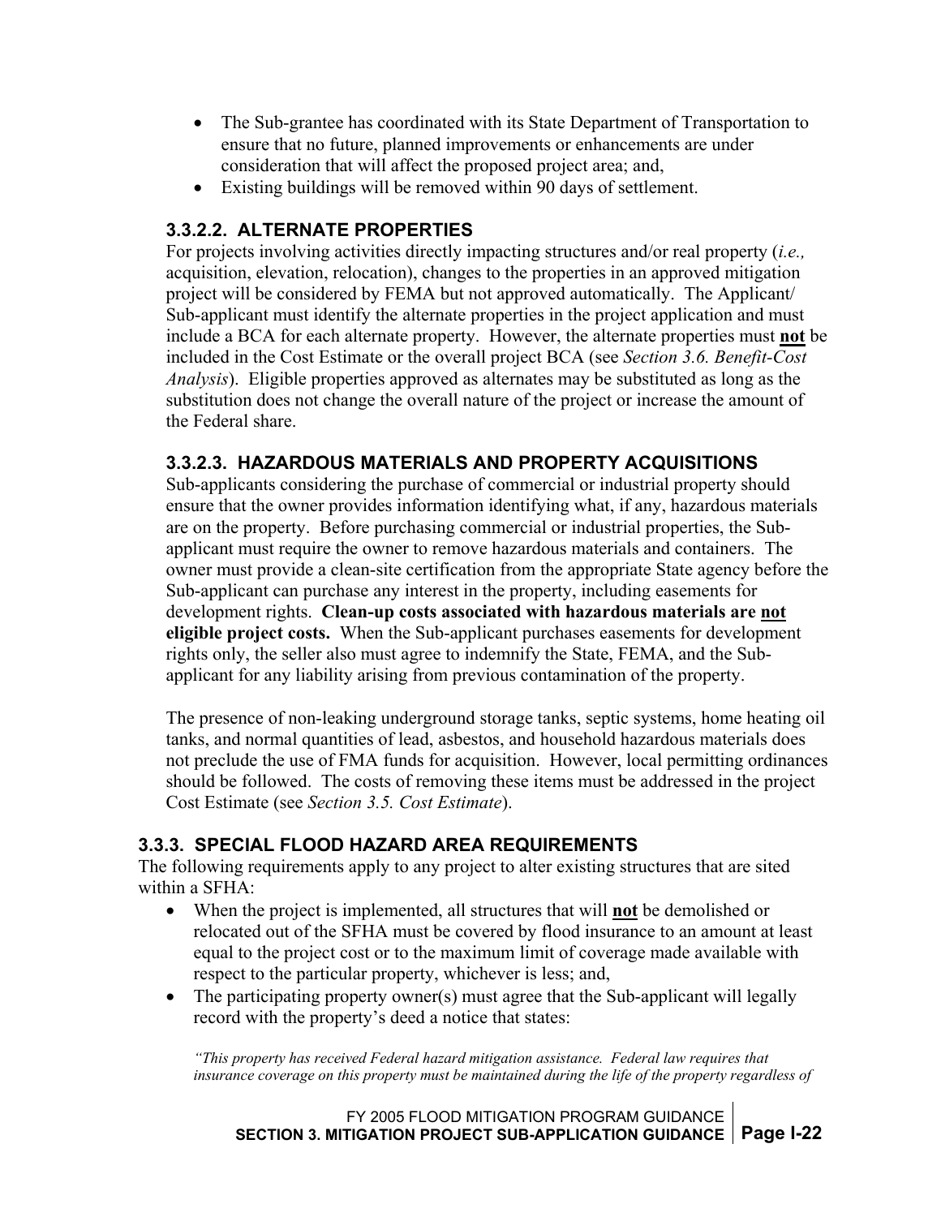- The Sub-grantee has coordinated with its State Department of Transportation to ensure that no future, planned improvements or enhancements are under consideration that will affect the proposed project area; and,
- Existing buildings will be removed within 90 days of settlement.

### 3.3.2.2. ALTERNATE PROPERTIES

For projects involving activities directly impacting structures and/or real property (*i.e.,* acquisition, elevation, relocation), changes to the properties in an approved mitigation project will be considered by FEMA but not approved automatically. The Applicant/ Sub-applicant must identify the alternate properties in the project application and must include a BCA for each alternate property. However, the alternate properties must **not** be included in the Cost Estimate or the overall project BCA (see *Section 3.6. Benefit-Cost Analysis*). Eligible properties approved as alternates may be substituted as long as the substitution does not change the overall nature of the project or increase the amount of the Federal share.

### 3.3.2.3. HAZARDOUS MATERIALS AND PROPERTY ACQUISITIONS

Sub-applicants considering the purchase of commercial or industrial property should ensure that the owner provides information identifying what, if any, hazardous materials are on the property. Before purchasing commercial or industrial properties, the Sub-applicant must require the owner to remove hazardous materials and containers. The owner must provide a clean-site certification from the appropriate State agency before the Sub-applicant can purchase any interest in the property, including easements for development rights. **Clean-up costs associated with hazardous materials are not eligible project costs.** When the Sub-applicant purchases easements for development rights only, the seller also must agree to indemnify the State, FEMA, and the Sub-applicant for any liability arising from previous contamination of the property.

The presence of non-leaking underground storage tanks, septic systems, home heating oil tanks, and normal quantities of lead, asbestos, and household hazardous materials does not preclude the use of FMA funds for acquisition. However, local permitting ordinances should be followed. The costs of removing these items must be addressed in the project Cost Estimate (see *Section 3.5. Cost Estimate*).

## 3.3.3. SPECIAL FLOOD HAZARD AREA REQUIREMENTS

The following requirements apply to any project to alter existing structures that are sited within a SFHA:

- When the project is implemented, all structures that will **not** be demolished or relocated out of the SFHA must be covered by flood insurance to an amount at least equal to the project cost or to the maximum limit of coverage made available with respect to the particular property, whichever is less; and,
- The participating property owner(s) must agree that the Sub-applicant will legally record with the property's deed a notice that states:

  *"This property has received Federal hazard mitigation assistance. Federal law requires that insurance coverage on this property must be maintained during the life of the property regardless of*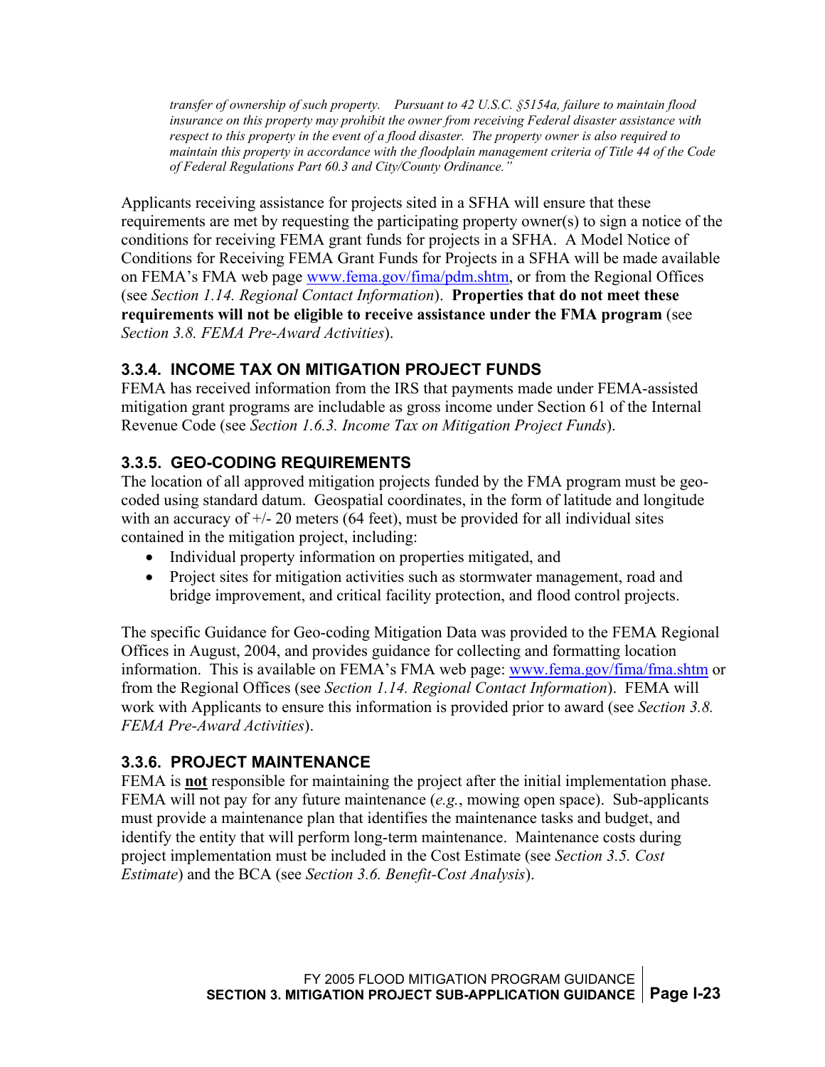*transfer of ownership of such property. Pursuant to 42 U.S.C. §5154a, failure to maintain flood insurance on this property may prohibit the owner from receiving Federal disaster assistance with respect to this property in the event of a flood disaster. The property owner is also required to maintain this property in accordance with the floodplain management criteria of Title 44 of the Code of Federal Regulations Part 60.3 and City/County Ordinance."*

Applicants receiving assistance for projects sited in a SFHA will ensure that these requirements are met by requesting the participating property owner(s) to sign a notice of the conditions for receiving FEMA grant funds for projects in a SFHA. A Model Notice of Conditions for Receiving FEMA Grant Funds for Projects in a SFHA will be made available on FEMA's FMA web page www.fema.gov/fima/pdm.shtm, or from the Regional Offices (see *Section 1.14. Regional Contact Information*). **Properties that do not meet these requirements will not be eligible to receive assistance under the FMA program** (see *Section 3.8. FEMA Pre-Award Activities*).

### 3.3.4. INCOME TAX ON MITIGATION PROJECT FUNDS

FEMA has received information from the IRS that payments made under FEMA-assisted mitigation grant programs are includable as gross income under Section 61 of the Internal Revenue Code (see *Section 1.6.3. Income Tax on Mitigation Project Funds*).

### 3.3.5. GEO-CODING REQUIREMENTS

The location of all approved mitigation projects funded by the FMA program must be geo-coded using standard datum. Geospatial coordinates, in the form of latitude and longitude with an accuracy of +/- 20 meters (64 feet), must be provided for all individual sites contained in the mitigation project, including:

- Individual property information on properties mitigated, and
- Project sites for mitigation activities such as stormwater management, road and bridge improvement, and critical facility protection, and flood control projects.

The specific Guidance for Geo-coding Mitigation Data was provided to the FEMA Regional Offices in August, 2004, and provides guidance for collecting and formatting location information. This is available on FEMA's FMA web page: www.fema.gov/fima/fma.shtm or from the Regional Offices (see *Section 1.14. Regional Contact Information*). FEMA will work with Applicants to ensure this information is provided prior to award (see *Section 3.8. FEMA Pre-Award Activities*).

### 3.3.6. PROJECT MAINTENANCE

FEMA is **not** responsible for maintaining the project after the initial implementation phase. FEMA will not pay for any future maintenance (*e.g.*, mowing open space). Sub-applicants must provide a maintenance plan that identifies the maintenance tasks and budget, and identify the entity that will perform long-term maintenance. Maintenance costs during project implementation must be included in the Cost Estimate (see *Section 3.5. Cost Estimate*) and the BCA (see *Section 3.6. Benefit-Cost Analysis*).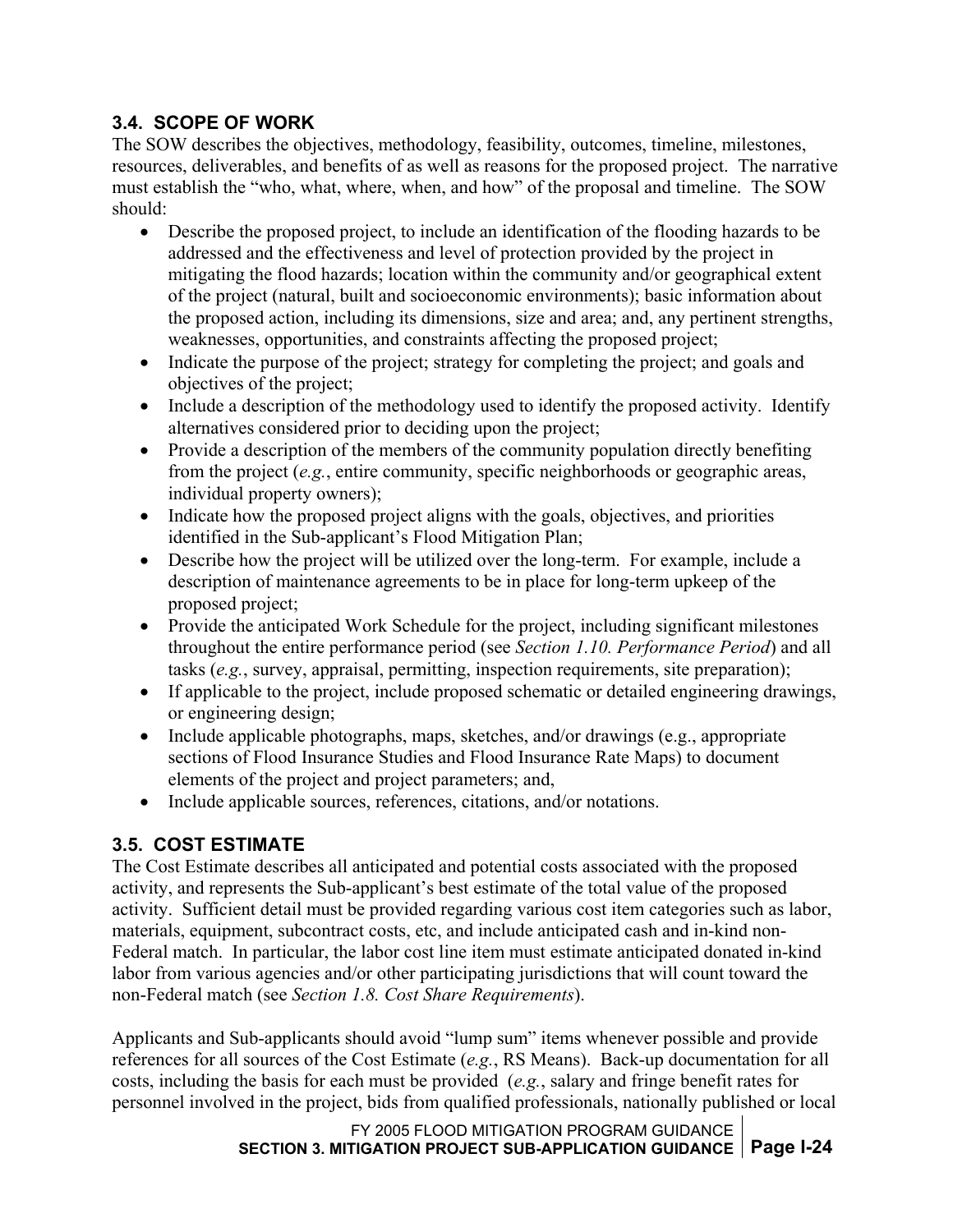### 3.4. SCOPE OF WORK

The SOW describes the objectives, methodology, feasibility, outcomes, timeline, milestones, resources, deliverables, and benefits of as well as reasons for the proposed project. The narrative must establish the "who, what, where, when, and how" of the proposal and timeline. The SOW should:

- Describe the proposed project, to include an identification of the flooding hazards to be addressed and the effectiveness and level of protection provided by the project in mitigating the flood hazards; location within the community and/or geographical extent of the project (natural, built and socioeconomic environments); basic information about the proposed action, including its dimensions, size and area; and, any pertinent strengths, weaknesses, opportunities, and constraints affecting the proposed project;
- Indicate the purpose of the project; strategy for completing the project; and goals and objectives of the project;
- Include a description of the methodology used to identify the proposed activity. Identify alternatives considered prior to deciding upon the project;
- Provide a description of the members of the community population directly benefiting from the project (*e.g.*, entire community, specific neighborhoods or geographic areas, individual property owners);
- Indicate how the proposed project aligns with the goals, objectives, and priorities identified in the Sub-applicant's Flood Mitigation Plan;
- Describe how the project will be utilized over the long-term. For example, include a description of maintenance agreements to be in place for long-term upkeep of the proposed project;
- Provide the anticipated Work Schedule for the project, including significant milestones throughout the entire performance period (see *Section 1.10. Performance Period*) and all tasks (*e.g.*, survey, appraisal, permitting, inspection requirements, site preparation);
- If applicable to the project, include proposed schematic or detailed engineering drawings, or engineering design;
- Include applicable photographs, maps, sketches, and/or drawings (e.g., appropriate sections of Flood Insurance Studies and Flood Insurance Rate Maps) to document elements of the project and project parameters; and,
- Include applicable sources, references, citations, and/or notations.

### 3.5. COST ESTIMATE

The Cost Estimate describes all anticipated and potential costs associated with the proposed activity, and represents the Sub-applicant's best estimate of the total value of the proposed activity. Sufficient detail must be provided regarding various cost item categories such as labor, materials, equipment, subcontract costs, etc, and include anticipated cash and in-kind non-Federal match. In particular, the labor cost line item must estimate anticipated donated in-kind labor from various agencies and/or other participating jurisdictions that will count toward the non-Federal match (see *Section 1.8. Cost Share Requirements*).

Applicants and Sub-applicants should avoid "lump sum" items whenever possible and provide references for all sources of the Cost Estimate (*e.g.*, RS Means). Back-up documentation for all costs, including the basis for each must be provided (*e.g.*, salary and fringe benefit rates for personnel involved in the project, bids from qualified professionals, nationally published or local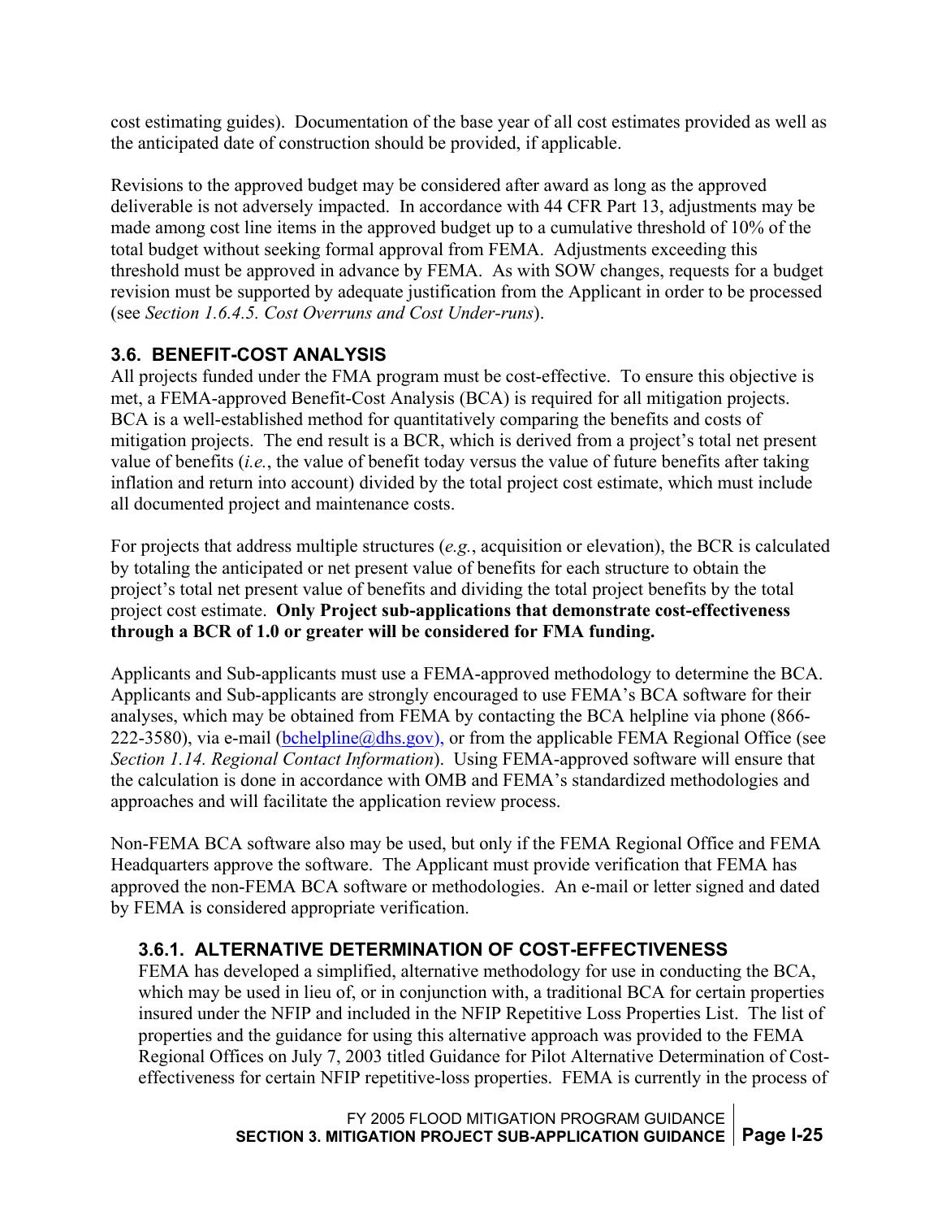cost estimating guides). Documentation of the base year of all cost estimates provided as well as the anticipated date of construction should be provided, if applicable.

Revisions to the approved budget may be considered after award as long as the approved deliverable is not adversely impacted. In accordance with 44 CFR Part 13, adjustments may be made among cost line items in the approved budget up to a cumulative threshold of 10% of the total budget without seeking formal approval from FEMA. Adjustments exceeding this threshold must be approved in advance by FEMA. As with SOW changes, requests for a budget revision must be supported by adequate justification from the Applicant in order to be processed (see *Section 1.6.4.5. Cost Overruns and Cost Under-runs*).

## 3.6. BENEFIT-COST ANALYSIS

All projects funded under the FMA program must be cost-effective. To ensure this objective is met, a FEMA-approved Benefit-Cost Analysis (BCA) is required for all mitigation projects. BCA is a well-established method for quantitatively comparing the benefits and costs of mitigation projects. The end result is a BCR, which is derived from a project's total net present value of benefits (*i.e.*, the value of benefit today versus the value of future benefits after taking inflation and return into account) divided by the total project cost estimate, which must include all documented project and maintenance costs.

For projects that address multiple structures (*e.g.*, acquisition or elevation), the BCR is calculated by totaling the anticipated or net present value of benefits for each structure to obtain the project's total net present value of benefits and dividing the total project benefits by the total project cost estimate. **Only Project sub-applications that demonstrate cost-effectiveness through a BCR of 1.0 or greater will be considered for FMA funding.**

Applicants and Sub-applicants must use a FEMA-approved methodology to determine the BCA. Applicants and Sub-applicants are strongly encouraged to use FEMA's BCA software for their analyses, which may be obtained from FEMA by contacting the BCA helpline via phone (866-222-3580), via e-mail (bchelpline@dhs.gov), or from the applicable FEMA Regional Office (see *Section 1.14. Regional Contact Information*). Using FEMA-approved software will ensure that the calculation is done in accordance with OMB and FEMA's standardized methodologies and approaches and will facilitate the application review process.

Non-FEMA BCA software also may be used, but only if the FEMA Regional Office and FEMA Headquarters approve the software. The Applicant must provide verification that FEMA has approved the non-FEMA BCA software or methodologies. An e-mail or letter signed and dated by FEMA is considered appropriate verification.

### 3.6.1. ALTERNATIVE DETERMINATION OF COST-EFFECTIVENESS

FEMA has developed a simplified, alternative methodology for use in conducting the BCA, which may be used in lieu of, or in conjunction with, a traditional BCA for certain properties insured under the NFIP and included in the NFIP Repetitive Loss Properties List. The list of properties and the guidance for using this alternative approach was provided to the FEMA Regional Offices on July 7, 2003 titled Guidance for Pilot Alternative Determination of Cost-effectiveness for certain NFIP repetitive-loss properties. FEMA is currently in the process of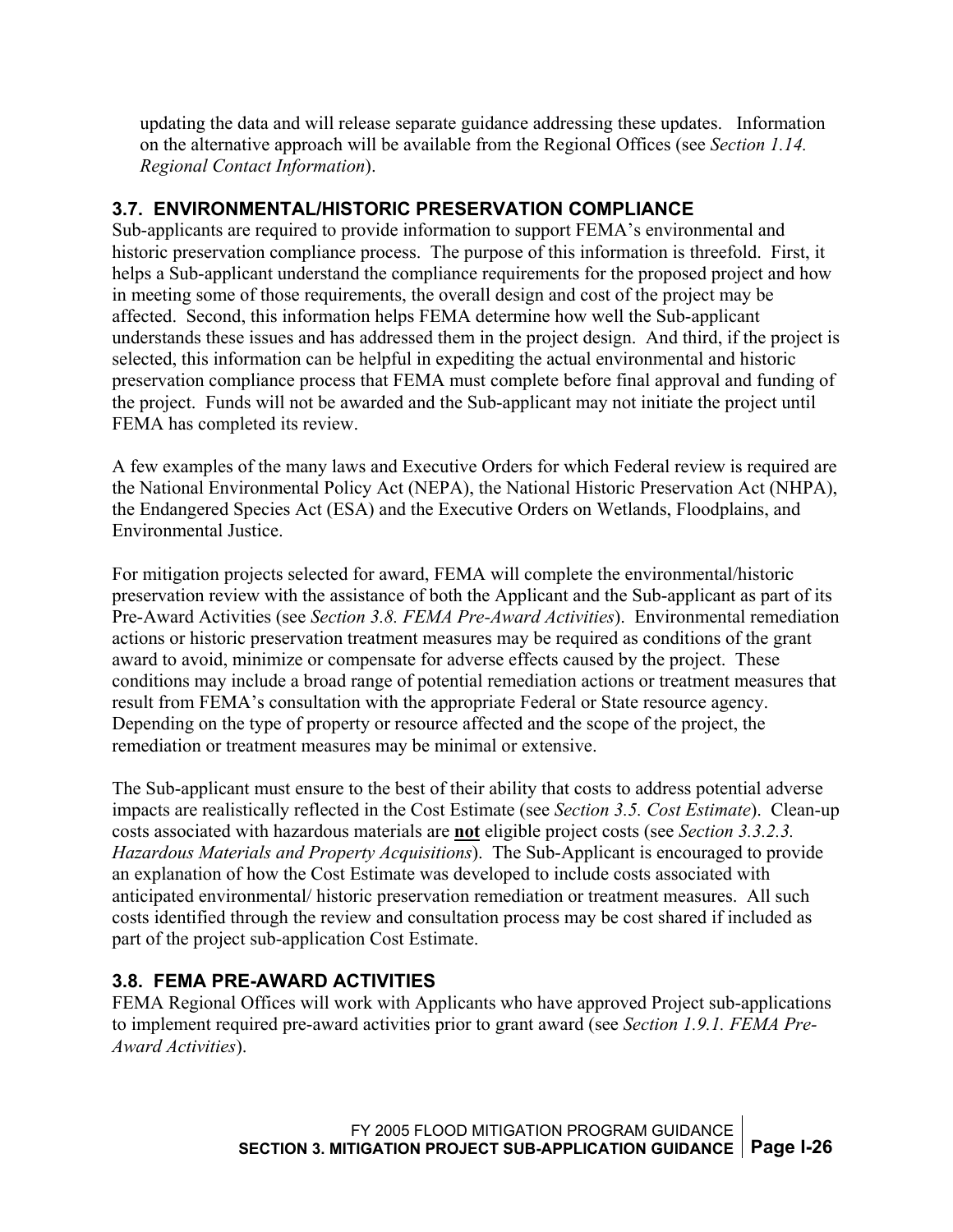updating the data and will release separate guidance addressing these updates. Information on the alternative approach will be available from the Regional Offices (see *Section 1.14. Regional Contact Information*).

## 3.7. ENVIRONMENTAL/HISTORIC PRESERVATION COMPLIANCE

Sub-applicants are required to provide information to support FEMA's environmental and historic preservation compliance process. The purpose of this information is threefold. First, it helps a Sub-applicant understand the compliance requirements for the proposed project and how in meeting some of those requirements, the overall design and cost of the project may be affected. Second, this information helps FEMA determine how well the Sub-applicant understands these issues and has addressed them in the project design. And third, if the project is selected, this information can be helpful in expediting the actual environmental and historic preservation compliance process that FEMA must complete before final approval and funding of the project. Funds will not be awarded and the Sub-applicant may not initiate the project until FEMA has completed its review.

A few examples of the many laws and Executive Orders for which Federal review is required are the National Environmental Policy Act (NEPA), the National Historic Preservation Act (NHPA), the Endangered Species Act (ESA) and the Executive Orders on Wetlands, Floodplains, and Environmental Justice.

For mitigation projects selected for award, FEMA will complete the environmental/historic preservation review with the assistance of both the Applicant and the Sub-applicant as part of its Pre-Award Activities (see *Section 3.8. FEMA Pre-Award Activities*). Environmental remediation actions or historic preservation treatment measures may be required as conditions of the grant award to avoid, minimize or compensate for adverse effects caused by the project. These conditions may include a broad range of potential remediation actions or treatment measures that result from FEMA's consultation with the appropriate Federal or State resource agency. Depending on the type of property or resource affected and the scope of the project, the remediation or treatment measures may be minimal or extensive.

The Sub-applicant must ensure to the best of their ability that costs to address potential adverse impacts are realistically reflected in the Cost Estimate (see *Section 3.5. Cost Estimate*). Clean-up costs associated with hazardous materials are **not** eligible project costs (see *Section 3.3.2.3. Hazardous Materials and Property Acquisitions*). The Sub-Applicant is encouraged to provide an explanation of how the Cost Estimate was developed to include costs associated with anticipated environmental/ historic preservation remediation or treatment measures. All such costs identified through the review and consultation process may be cost shared if included as part of the project sub-application Cost Estimate.

## 3.8. FEMA PRE-AWARD ACTIVITIES

FEMA Regional Offices will work with Applicants who have approved Project sub-applications to implement required pre-award activities prior to grant award (see *Section 1.9.1. FEMA Pre-Award Activities*).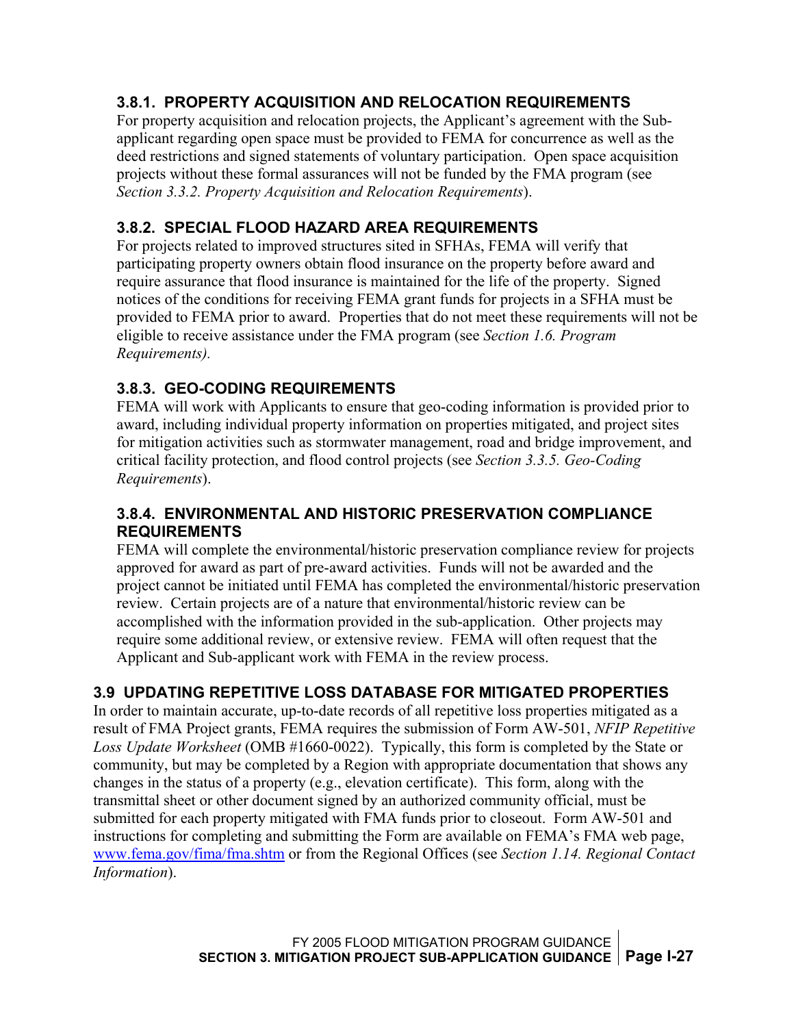### 3.8.1. PROPERTY ACQUISITION AND RELOCATION REQUIREMENTS

For property acquisition and relocation projects, the Applicant's agreement with the Sub-applicant regarding open space must be provided to FEMA for concurrence as well as the deed restrictions and signed statements of voluntary participation. Open space acquisition projects without these formal assurances will not be funded by the FMA program (see *Section 3.3.2. Property Acquisition and Relocation Requirements*).

### 3.8.2. SPECIAL FLOOD HAZARD AREA REQUIREMENTS

For projects related to improved structures sited in SFHAs, FEMA will verify that participating property owners obtain flood insurance on the property before award and require assurance that flood insurance is maintained for the life of the property. Signed notices of the conditions for receiving FEMA grant funds for projects in a SFHA must be provided to FEMA prior to award. Properties that do not meet these requirements will not be eligible to receive assistance under the FMA program (see *Section 1.6. Program Requirements).*

### 3.8.3. GEO-CODING REQUIREMENTS

FEMA will work with Applicants to ensure that geo-coding information is provided prior to award, including individual property information on properties mitigated, and project sites for mitigation activities such as stormwater management, road and bridge improvement, and critical facility protection, and flood control projects (see *Section 3.3.5. Geo-Coding Requirements*).

### 3.8.4. ENVIRONMENTAL AND HISTORIC PRESERVATION COMPLIANCE REQUIREMENTS

FEMA will complete the environmental/historic preservation compliance review for projects approved for award as part of pre-award activities. Funds will not be awarded and the project cannot be initiated until FEMA has completed the environmental/historic preservation review. Certain projects are of a nature that environmental/historic review can be accomplished with the information provided in the sub-application. Other projects may require some additional review, or extensive review. FEMA will often request that the Applicant and Sub-applicant work with FEMA in the review process.

## 3.9 UPDATING REPETITIVE LOSS DATABASE FOR MITIGATED PROPERTIES

In order to maintain accurate, up-to-date records of all repetitive loss properties mitigated as a result of FMA Project grants, FEMA requires the submission of Form AW-501, *NFIP Repetitive Loss Update Worksheet* (OMB #1660-0022). Typically, this form is completed by the State or community, but may be completed by a Region with appropriate documentation that shows any changes in the status of a property (e.g., elevation certificate). This form, along with the transmittal sheet or other document signed by an authorized community official, must be submitted for each property mitigated with FMA funds prior to closeout. Form AW-501 and instructions for completing and submitting the Form are available on FEMA's FMA web page, www.fema.gov/fima/fma.shtm or from the Regional Offices (see *Section 1.14. Regional Contact Information*).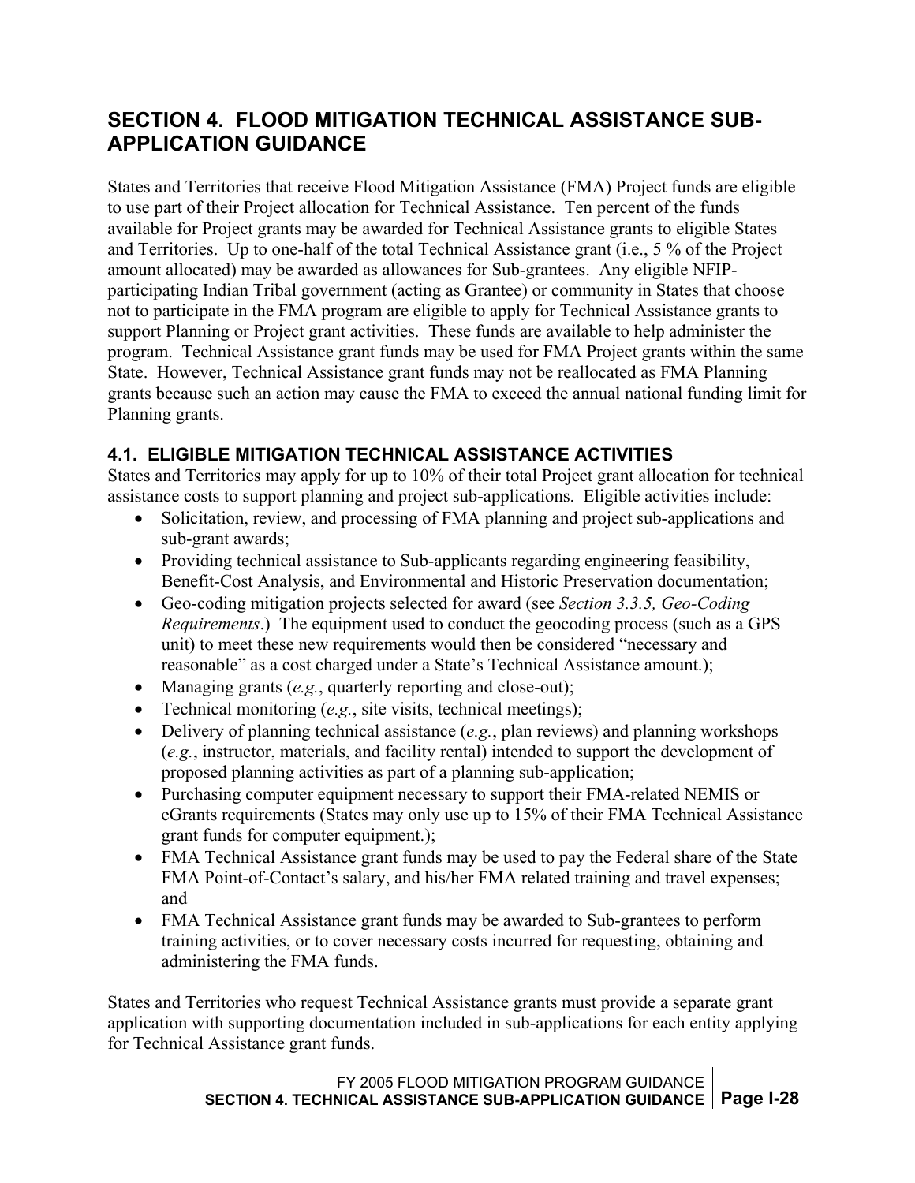# SECTION 4. FLOOD MITIGATION TECHNICAL ASSISTANCE SUB-APPLICATION GUIDANCE

States and Territories that receive Flood Mitigation Assistance (FMA) Project funds are eligible to use part of their Project allocation for Technical Assistance. Ten percent of the funds available for Project grants may be awarded for Technical Assistance grants to eligible States and Territories. Up to one-half of the total Technical Assistance grant (i.e., 5 % of the Project amount allocated) may be awarded as allowances for Sub-grantees. Any eligible NFIP-participating Indian Tribal government (acting as Grantee) or community in States that choose not to participate in the FMA program are eligible to apply for Technical Assistance grants to support Planning or Project grant activities. These funds are available to help administer the program. Technical Assistance grant funds may be used for FMA Project grants within the same State. However, Technical Assistance grant funds may not be reallocated as FMA Planning grants because such an action may cause the FMA to exceed the annual national funding limit for Planning grants.

## 4.1. ELIGIBLE MITIGATION TECHNICAL ASSISTANCE ACTIVITIES

States and Territories may apply for up to 10% of their total Project grant allocation for technical assistance costs to support planning and project sub-applications. Eligible activities include:

- Solicitation, review, and processing of FMA planning and project sub-applications and sub-grant awards;
- Providing technical assistance to Sub-applicants regarding engineering feasibility, Benefit-Cost Analysis, and Environmental and Historic Preservation documentation;
- Geo-coding mitigation projects selected for award (see *Section 3.3.5, Geo-Coding Requirements*.) The equipment used to conduct the geocoding process (such as a GPS unit) to meet these new requirements would then be considered "necessary and reasonable" as a cost charged under a State's Technical Assistance amount.);
- Managing grants (*e.g.*, quarterly reporting and close-out);
- Technical monitoring (*e.g.*, site visits, technical meetings);
- Delivery of planning technical assistance (*e.g.*, plan reviews) and planning workshops (*e.g.*, instructor, materials, and facility rental) intended to support the development of proposed planning activities as part of a planning sub-application;
- Purchasing computer equipment necessary to support their FMA-related NEMIS or eGrants requirements (States may only use up to 15% of their FMA Technical Assistance grant funds for computer equipment.);
- FMA Technical Assistance grant funds may be used to pay the Federal share of the State FMA Point-of-Contact's salary, and his/her FMA related training and travel expenses; and
- FMA Technical Assistance grant funds may be awarded to Sub-grantees to perform training activities, or to cover necessary costs incurred for requesting, obtaining and administering the FMA funds.

States and Territories who request Technical Assistance grants must provide a separate grant application with supporting documentation included in sub-applications for each entity applying for Technical Assistance grant funds.